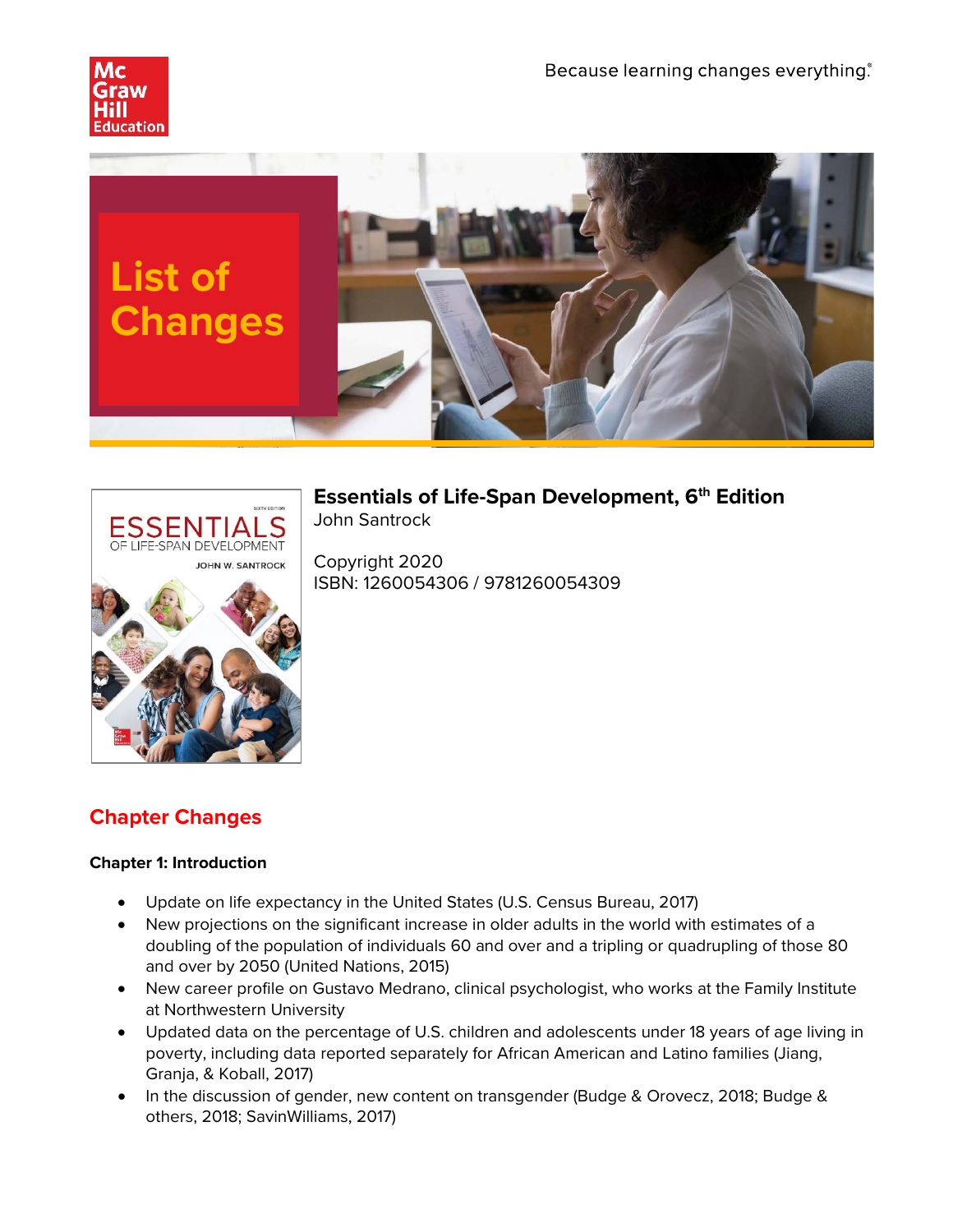Because learning changes everything.®

# List of Changes

**Essentials of Life-Span Development, 6th Edition**
John Santrock

Copyright 2020
ISBN: 1260054306 / 9781260054309

## Chapter Changes

### Chapter 1: Introduction

- Update on life expectancy in the United States (U.S. Census Bureau, 2017)
- New projections on the significant increase in older adults in the world with estimates of a doubling of the population of individuals 60 and over and a tripling or quadrupling of those 80 and over by 2050 (United Nations, 2015)
- New career profile on Gustavo Medrano, clinical psychologist, who works at the Family Institute at Northwestern University
- Updated data on the percentage of U.S. children and adolescents under 18 years of age living in poverty, including data reported separately for African American and Latino families (Jiang, Granja, & Koball, 2017)
- In the discussion of gender, new content on transgender (Budge & Orovecz, 2018; Budge & others, 2018; SavinWilliams, 2017)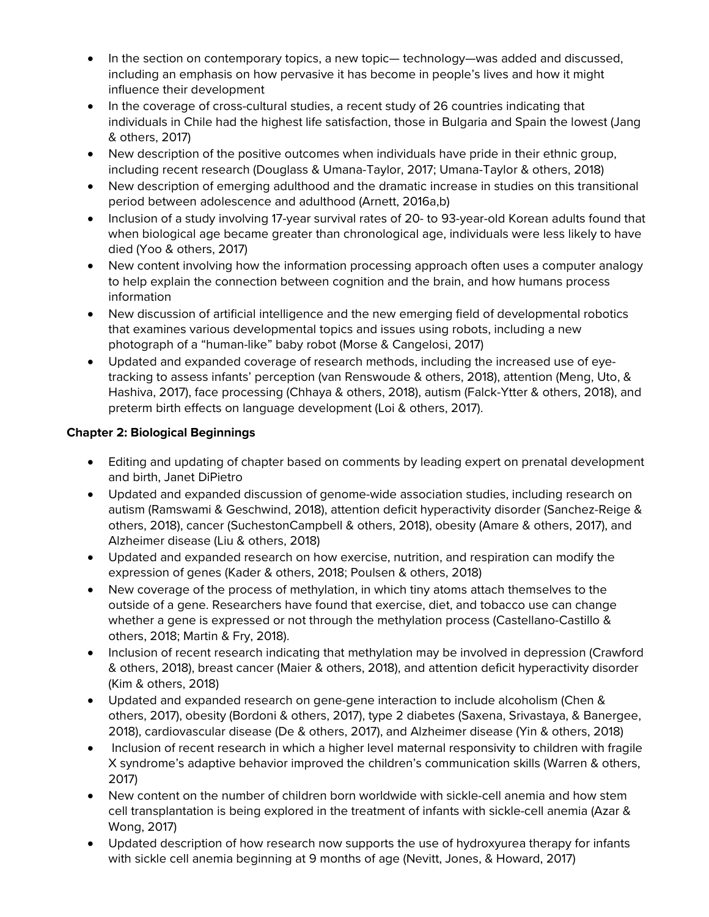- In the section on contemporary topics, a new topic— technology—was added and discussed, including an emphasis on how pervasive it has become in people's lives and how it might influence their development
- In the coverage of cross-cultural studies, a recent study of 26 countries indicating that individuals in Chile had the highest life satisfaction, those in Bulgaria and Spain the lowest (Jang & others, 2017)
- New description of the positive outcomes when individuals have pride in their ethnic group, including recent research (Douglass & Umana-Taylor, 2017; Umana-Taylor & others, 2018)
- New description of emerging adulthood and the dramatic increase in studies on this transitional period between adolescence and adulthood (Arnett, 2016a,b)
- Inclusion of a study involving 17-year survival rates of 20- to 93-year-old Korean adults found that when biological age became greater than chronological age, individuals were less likely to have died (Yoo & others, 2017)
- New content involving how the information processing approach often uses a computer analogy to help explain the connection between cognition and the brain, and how humans process information
- New discussion of artificial intelligence and the new emerging field of developmental robotics that examines various developmental topics and issues using robots, including a new photograph of a "human-like" baby robot (Morse & Cangelosi, 2017)
- Updated and expanded coverage of research methods, including the increased use of eye-tracking to assess infants' perception (van Renswoude & others, 2018), attention (Meng, Uto, & Hashiva, 2017), face processing (Chhaya & others, 2018), autism (Falck-Ytter & others, 2018), and preterm birth effects on language development (Loi & others, 2017).

**Chapter 2: Biological Beginnings**

- Editing and updating of chapter based on comments by leading expert on prenatal development and birth, Janet DiPietro
- Updated and expanded discussion of genome-wide association studies, including research on autism (Ramswami & Geschwind, 2018), attention deficit hyperactivity disorder (Sanchez-Reige & others, 2018), cancer (SuchestonCampbell & others, 2018), obesity (Amare & others, 2017), and Alzheimer disease (Liu & others, 2018)
- Updated and expanded research on how exercise, nutrition, and respiration can modify the expression of genes (Kader & others, 2018; Poulsen & others, 2018)
- New coverage of the process of methylation, in which tiny atoms attach themselves to the outside of a gene. Researchers have found that exercise, diet, and tobacco use can change whether a gene is expressed or not through the methylation process (Castellano-Castillo & others, 2018; Martin & Fry, 2018).
- Inclusion of recent research indicating that methylation may be involved in depression (Crawford & others, 2018), breast cancer (Maier & others, 2018), and attention deficit hyperactivity disorder (Kim & others, 2018)
- Updated and expanded research on gene-gene interaction to include alcoholism (Chen & others, 2017), obesity (Bordoni & others, 2017), type 2 diabetes (Saxena, Srivastaya, & Banergee, 2018), cardiovascular disease (De & others, 2017), and Alzheimer disease (Yin & others, 2018)
- Inclusion of recent research in which a higher level maternal responsivity to children with fragile X syndrome's adaptive behavior improved the children's communication skills (Warren & others, 2017)
- New content on the number of children born worldwide with sickle-cell anemia and how stem cell transplantation is being explored in the treatment of infants with sickle-cell anemia (Azar & Wong, 2017)
- Updated description of how research now supports the use of hydroxyurea therapy for infants with sickle cell anemia beginning at 9 months of age (Nevitt, Jones, & Howard, 2017)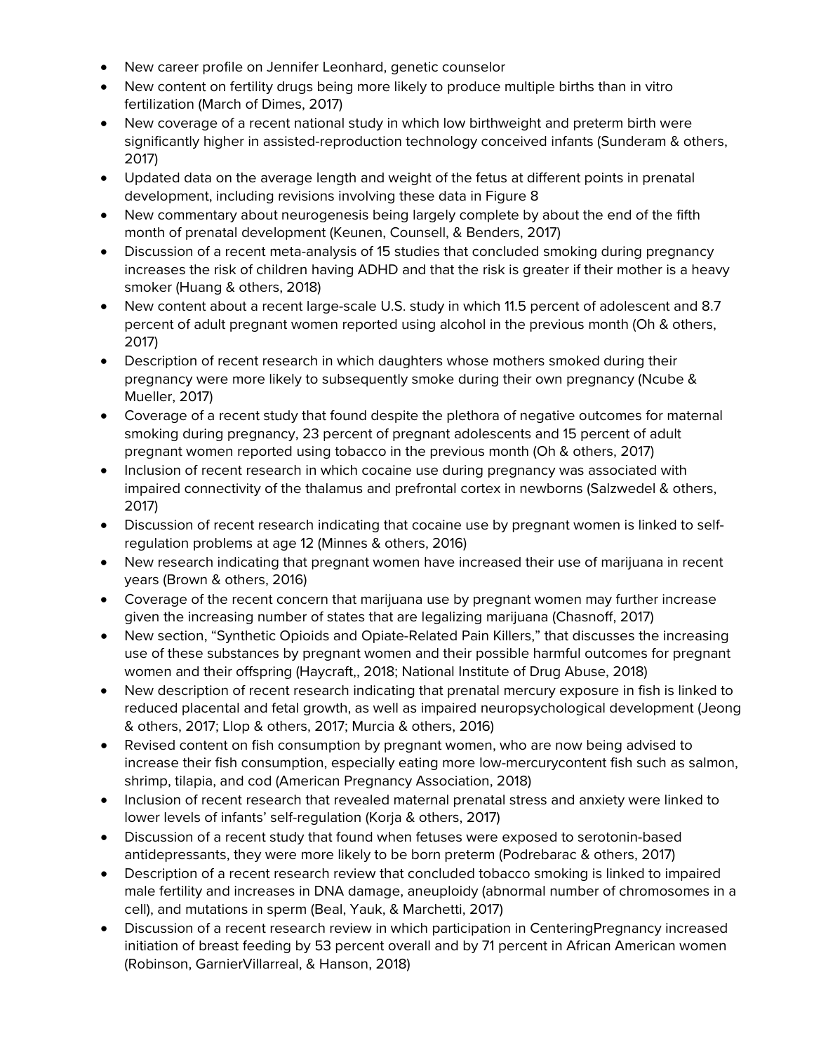- New career profile on Jennifer Leonhard, genetic counselor
- New content on fertility drugs being more likely to produce multiple births than in vitro fertilization (March of Dimes, 2017)
- New coverage of a recent national study in which low birthweight and preterm birth were significantly higher in assisted-reproduction technology conceived infants (Sunderam & others, 2017)
- Updated data on the average length and weight of the fetus at different points in prenatal development, including revisions involving these data in Figure 8
- New commentary about neurogenesis being largely complete by about the end of the fifth month of prenatal development (Keunen, Counsell, & Benders, 2017)
- Discussion of a recent meta-analysis of 15 studies that concluded smoking during pregnancy increases the risk of children having ADHD and that the risk is greater if their mother is a heavy smoker (Huang & others, 2018)
- New content about a recent large-scale U.S. study in which 11.5 percent of adolescent and 8.7 percent of adult pregnant women reported using alcohol in the previous month (Oh & others, 2017)
- Description of recent research in which daughters whose mothers smoked during their pregnancy were more likely to subsequently smoke during their own pregnancy (Ncube & Mueller, 2017)
- Coverage of a recent study that found despite the plethora of negative outcomes for maternal smoking during pregnancy, 23 percent of pregnant adolescents and 15 percent of adult pregnant women reported using tobacco in the previous month (Oh & others, 2017)
- Inclusion of recent research in which cocaine use during pregnancy was associated with impaired connectivity of the thalamus and prefrontal cortex in newborns (Salzwedel & others, 2017)
- Discussion of recent research indicating that cocaine use by pregnant women is linked to self-regulation problems at age 12 (Minnes & others, 2016)
- New research indicating that pregnant women have increased their use of marijuana in recent years (Brown & others, 2016)
- Coverage of the recent concern that marijuana use by pregnant women may further increase given the increasing number of states that are legalizing marijuana (Chasnoff, 2017)
- New section, "Synthetic Opioids and Opiate-Related Pain Killers," that discusses the increasing use of these substances by pregnant women and their possible harmful outcomes for pregnant women and their offspring (Haycraft,, 2018; National Institute of Drug Abuse, 2018)
- New description of recent research indicating that prenatal mercury exposure in fish is linked to reduced placental and fetal growth, as well as impaired neuropsychological development (Jeong & others, 2017; Llop & others, 2017; Murcia & others, 2016)
- Revised content on fish consumption by pregnant women, who are now being advised to increase their fish consumption, especially eating more low-mercurycontent fish such as salmon, shrimp, tilapia, and cod (American Pregnancy Association, 2018)
- Inclusion of recent research that revealed maternal prenatal stress and anxiety were linked to lower levels of infants' self-regulation (Korja & others, 2017)
- Discussion of a recent study that found when fetuses were exposed to serotonin-based antidepressants, they were more likely to be born preterm (Podrebarac & others, 2017)
- Description of a recent research review that concluded tobacco smoking is linked to impaired male fertility and increases in DNA damage, aneuploidy (abnormal number of chromosomes in a cell), and mutations in sperm (Beal, Yauk, & Marchetti, 2017)
- Discussion of a recent research review in which participation in CenteringPregnancy increased initiation of breast feeding by 53 percent overall and by 71 percent in African American women (Robinson, GarnierVillarreal, & Hanson, 2018)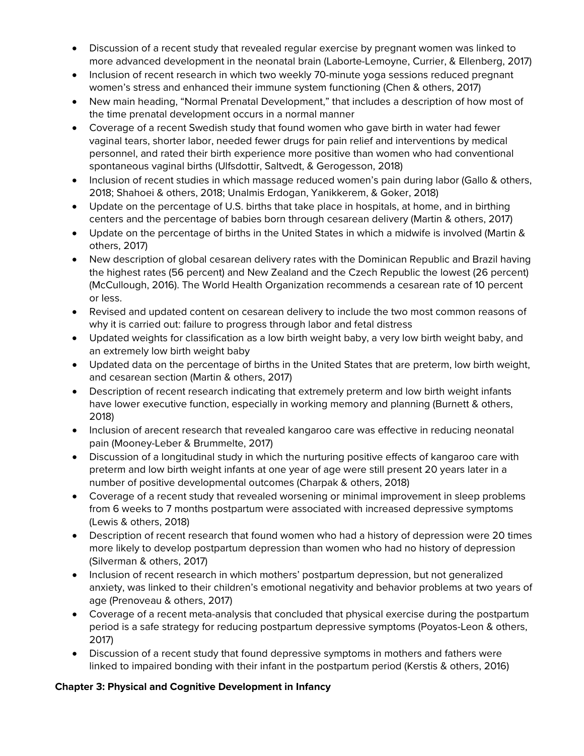- Discussion of a recent study that revealed regular exercise by pregnant women was linked to more advanced development in the neonatal brain (Laborte-Lemoyne, Currier, & Ellenberg, 2017)
- Inclusion of recent research in which two weekly 70-minute yoga sessions reduced pregnant women's stress and enhanced their immune system functioning (Chen & others, 2017)
- New main heading, "Normal Prenatal Development," that includes a description of how most of the time prenatal development occurs in a normal manner
- Coverage of a recent Swedish study that found women who gave birth in water had fewer vaginal tears, shorter labor, needed fewer drugs for pain relief and interventions by medical personnel, and rated their birth experience more positive than women who had conventional spontaneous vaginal births (Ulfsdottir, Saltvedt, & Gerogesson, 2018)
- Inclusion of recent studies in which massage reduced women's pain during labor (Gallo & others, 2018; Shahoei & others, 2018; Unalmis Erdogan, Yanikkerem, & Goker, 2018)
- Update on the percentage of U.S. births that take place in hospitals, at home, and in birthing centers and the percentage of babies born through cesarean delivery (Martin & others, 2017)
- Update on the percentage of births in the United States in which a midwife is involved (Martin & others, 2017)
- New description of global cesarean delivery rates with the Dominican Republic and Brazil having the highest rates (56 percent) and New Zealand and the Czech Republic the lowest (26 percent) (McCullough, 2016). The World Health Organization recommends a cesarean rate of 10 percent or less.
- Revised and updated content on cesarean delivery to include the two most common reasons of why it is carried out: failure to progress through labor and fetal distress
- Updated weights for classification as a low birth weight baby, a very low birth weight baby, and an extremely low birth weight baby
- Updated data on the percentage of births in the United States that are preterm, low birth weight, and cesarean section (Martin & others, 2017)
- Description of recent research indicating that extremely preterm and low birth weight infants have lower executive function, especially in working memory and planning (Burnett & others, 2018)
- Inclusion of arecent research that revealed kangaroo care was effective in reducing neonatal pain (Mooney-Leber & Brummelte, 2017)
- Discussion of a longitudinal study in which the nurturing positive effects of kangaroo care with preterm and low birth weight infants at one year of age were still present 20 years later in a number of positive developmental outcomes (Charpak & others, 2018)
- Coverage of a recent study that revealed worsening or minimal improvement in sleep problems from 6 weeks to 7 months postpartum were associated with increased depressive symptoms (Lewis & others, 2018)
- Description of recent research that found women who had a history of depression were 20 times more likely to develop postpartum depression than women who had no history of depression (Silverman & others, 2017)
- Inclusion of recent research in which mothers' postpartum depression, but not generalized anxiety, was linked to their children's emotional negativity and behavior problems at two years of age (Prenoveau & others, 2017)
- Coverage of a recent meta-analysis that concluded that physical exercise during the postpartum period is a safe strategy for reducing postpartum depressive symptoms (Poyatos-Leon & others, 2017)
- Discussion of a recent study that found depressive symptoms in mothers and fathers were linked to impaired bonding with their infant in the postpartum period (Kerstis & others, 2016)

**Chapter 3: Physical and Cognitive Development in Infancy**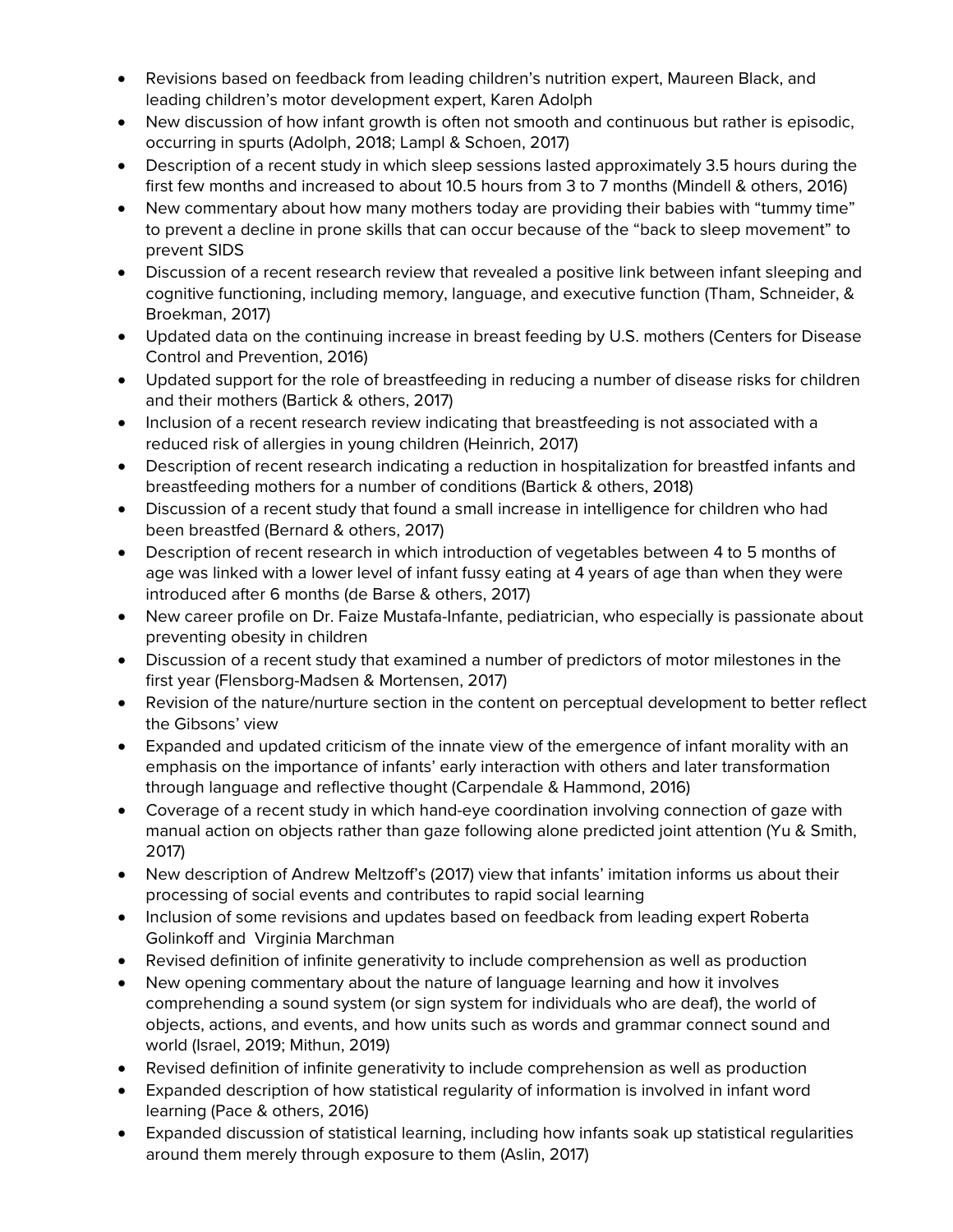- Revisions based on feedback from leading children's nutrition expert, Maureen Black, and leading children's motor development expert, Karen Adolph
- New discussion of how infant growth is often not smooth and continuous but rather is episodic, occurring in spurts (Adolph, 2018; Lampl & Schoen, 2017)
- Description of a recent study in which sleep sessions lasted approximately 3.5 hours during the first few months and increased to about 10.5 hours from 3 to 7 months (Mindell & others, 2016)
- New commentary about how many mothers today are providing their babies with "tummy time" to prevent a decline in prone skills that can occur because of the "back to sleep movement" to prevent SIDS
- Discussion of a recent research review that revealed a positive link between infant sleeping and cognitive functioning, including memory, language, and executive function (Tham, Schneider, & Broekman, 2017)
- Updated data on the continuing increase in breast feeding by U.S. mothers (Centers for Disease Control and Prevention, 2016)
- Updated support for the role of breastfeeding in reducing a number of disease risks for children and their mothers (Bartick & others, 2017)
- Inclusion of a recent research review indicating that breastfeeding is not associated with a reduced risk of allergies in young children (Heinrich, 2017)
- Description of recent research indicating a reduction in hospitalization for breastfed infants and breastfeeding mothers for a number of conditions (Bartick & others, 2018)
- Discussion of a recent study that found a small increase in intelligence for children who had been breastfed (Bernard & others, 2017)
- Description of recent research in which introduction of vegetables between 4 to 5 months of age was linked with a lower level of infant fussy eating at 4 years of age than when they were introduced after 6 months (de Barse & others, 2017)
- New career profile on Dr. Faize Mustafa-Infante, pediatrician, who especially is passionate about preventing obesity in children
- Discussion of a recent study that examined a number of predictors of motor milestones in the first year (Flensborg-Madsen & Mortensen, 2017)
- Revision of the nature/nurture section in the content on perceptual development to better reflect the Gibsons' view
- Expanded and updated criticism of the innate view of the emergence of infant morality with an emphasis on the importance of infants' early interaction with others and later transformation through language and reflective thought (Carpendale & Hammond, 2016)
- Coverage of a recent study in which hand-eye coordination involving connection of gaze with manual action on objects rather than gaze following alone predicted joint attention (Yu & Smith, 2017)
- New description of Andrew Meltzoff's (2017) view that infants' imitation informs us about their processing of social events and contributes to rapid social learning
- Inclusion of some revisions and updates based on feedback from leading expert Roberta Golinkoff and Virginia Marchman
- Revised definition of infinite generativity to include comprehension as well as production
- New opening commentary about the nature of language learning and how it involves comprehending a sound system (or sign system for individuals who are deaf), the world of objects, actions, and events, and how units such as words and grammar connect sound and world (Israel, 2019; Mithun, 2019)
- Revised definition of infinite generativity to include comprehension as well as production
- Expanded description of how statistical regularity of information is involved in infant word learning (Pace & others, 2016)
- Expanded discussion of statistical learning, including how infants soak up statistical regularities around them merely through exposure to them (Aslin, 2017)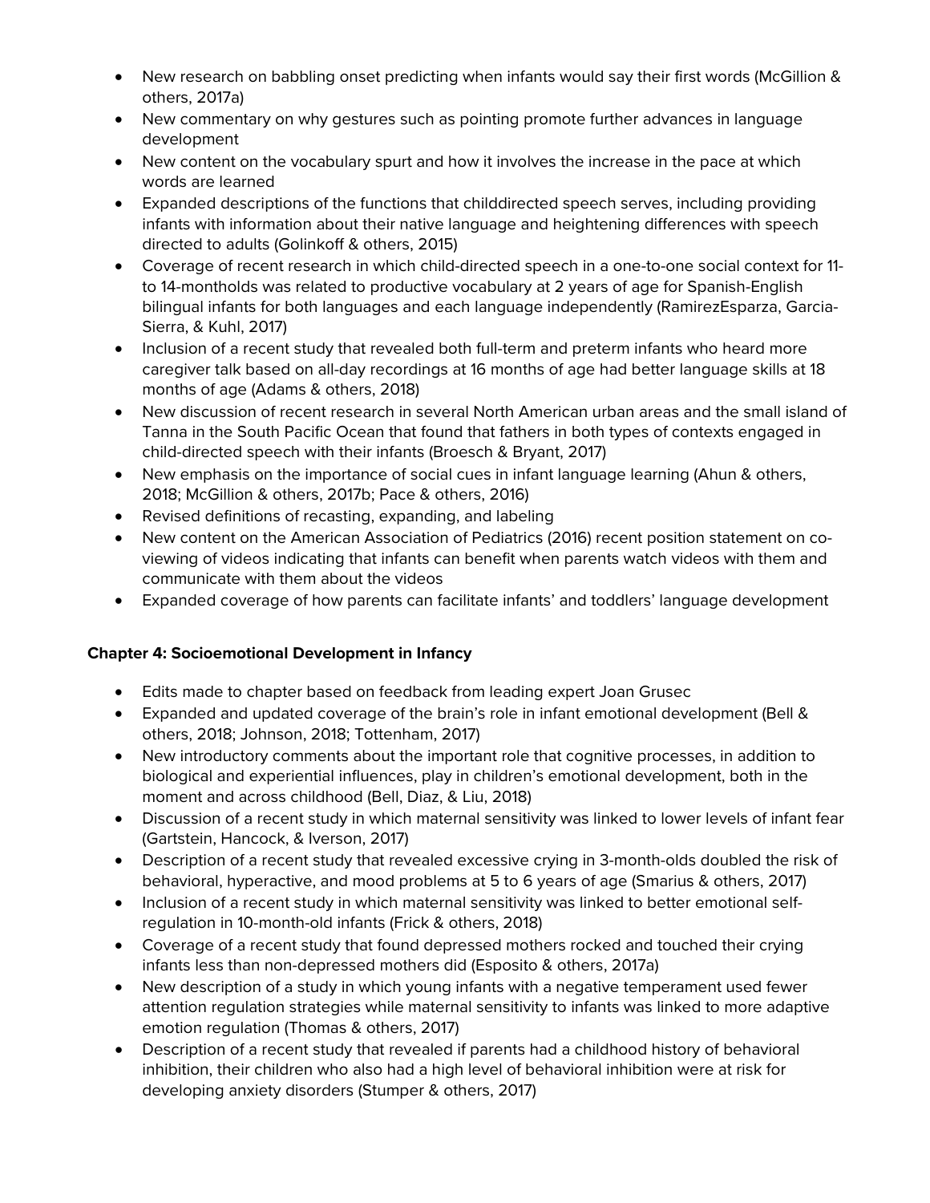- New research on babbling onset predicting when infants would say their first words (McGillion & others, 2017a)
- New commentary on why gestures such as pointing promote further advances in language development
- New content on the vocabulary spurt and how it involves the increase in the pace at which words are learned
- Expanded descriptions of the functions that childdirected speech serves, including providing infants with information about their native language and heightening differences with speech directed to adults (Golinkoff & others, 2015)
- Coverage of recent research in which child-directed speech in a one-to-one social context for 11- to 14-montholds was related to productive vocabulary at 2 years of age for Spanish-English bilingual infants for both languages and each language independently (RamirezEsparza, Garcia-Sierra, & Kuhl, 2017)
- Inclusion of a recent study that revealed both full-term and preterm infants who heard more caregiver talk based on all-day recordings at 16 months of age had better language skills at 18 months of age (Adams & others, 2018)
- New discussion of recent research in several North American urban areas and the small island of Tanna in the South Pacific Ocean that found that fathers in both types of contexts engaged in child-directed speech with their infants (Broesch & Bryant, 2017)
- New emphasis on the importance of social cues in infant language learning (Ahun & others, 2018; McGillion & others, 2017b; Pace & others, 2016)
- Revised definitions of recasting, expanding, and labeling
- New content on the American Association of Pediatrics (2016) recent position statement on co-viewing of videos indicating that infants can benefit when parents watch videos with them and communicate with them about the videos
- Expanded coverage of how parents can facilitate infants' and toddlers' language development

**Chapter 4: Socioemotional Development in Infancy**

- Edits made to chapter based on feedback from leading expert Joan Grusec
- Expanded and updated coverage of the brain's role in infant emotional development (Bell & others, 2018; Johnson, 2018; Tottenham, 2017)
- New introductory comments about the important role that cognitive processes, in addition to biological and experiential influences, play in children's emotional development, both in the moment and across childhood (Bell, Diaz, & Liu, 2018)
- Discussion of a recent study in which maternal sensitivity was linked to lower levels of infant fear (Gartstein, Hancock, & Iverson, 2017)
- Description of a recent study that revealed excessive crying in 3-month-olds doubled the risk of behavioral, hyperactive, and mood problems at 5 to 6 years of age (Smarius & others, 2017)
- Inclusion of a recent study in which maternal sensitivity was linked to better emotional self-regulation in 10-month-old infants (Frick & others, 2018)
- Coverage of a recent study that found depressed mothers rocked and touched their crying infants less than non-depressed mothers did (Esposito & others, 2017a)
- New description of a study in which young infants with a negative temperament used fewer attention regulation strategies while maternal sensitivity to infants was linked to more adaptive emotion regulation (Thomas & others, 2017)
- Description of a recent study that revealed if parents had a childhood history of behavioral inhibition, their children who also had a high level of behavioral inhibition were at risk for developing anxiety disorders (Stumper & others, 2017)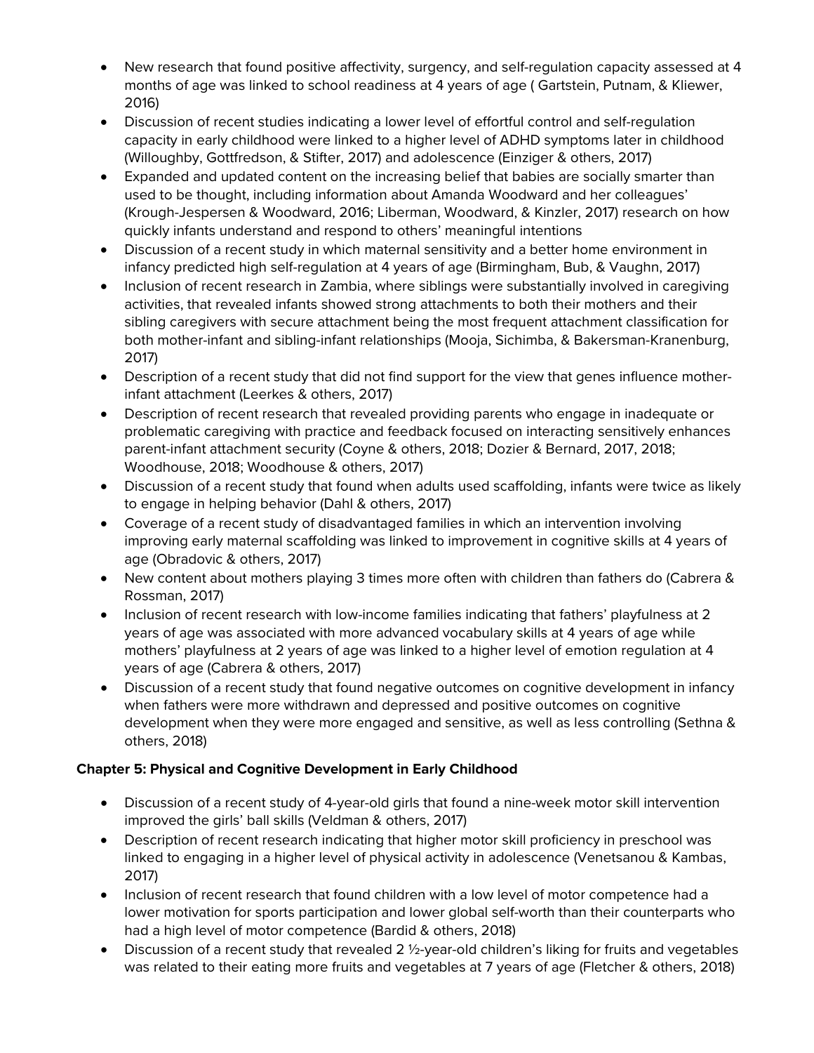- New research that found positive affectivity, surgency, and self-regulation capacity assessed at 4 months of age was linked to school readiness at 4 years of age ( Gartstein, Putnam, & Kliewer, 2016)
- Discussion of recent studies indicating a lower level of effortful control and self-regulation capacity in early childhood were linked to a higher level of ADHD symptoms later in childhood (Willoughby, Gottfredson, & Stifter, 2017) and adolescence (Einziger & others, 2017)
- Expanded and updated content on the increasing belief that babies are socially smarter than used to be thought, including information about Amanda Woodward and her colleagues' (Krough-Jespersen & Woodward, 2016; Liberman, Woodward, & Kinzler, 2017) research on how quickly infants understand and respond to others' meaningful intentions
- Discussion of a recent study in which maternal sensitivity and a better home environment in infancy predicted high self-regulation at 4 years of age (Birmingham, Bub, & Vaughn, 2017)
- Inclusion of recent research in Zambia, where siblings were substantially involved in caregiving activities, that revealed infants showed strong attachments to both their mothers and their sibling caregivers with secure attachment being the most frequent attachment classification for both mother-infant and sibling-infant relationships (Mooja, Sichimba, & Bakersman-Kranenburg, 2017)
- Description of a recent study that did not find support for the view that genes influence mother-infant attachment (Leerkes & others, 2017)
- Description of recent research that revealed providing parents who engage in inadequate or problematic caregiving with practice and feedback focused on interacting sensitively enhances parent-infant attachment security (Coyne & others, 2018; Dozier & Bernard, 2017, 2018; Woodhouse, 2018; Woodhouse & others, 2017)
- Discussion of a recent study that found when adults used scaffolding, infants were twice as likely to engage in helping behavior (Dahl & others, 2017)
- Coverage of a recent study of disadvantaged families in which an intervention involving improving early maternal scaffolding was linked to improvement in cognitive skills at 4 years of age (Obradovic & others, 2017)
- New content about mothers playing 3 times more often with children than fathers do (Cabrera & Rossman, 2017)
- Inclusion of recent research with low-income families indicating that fathers' playfulness at 2 years of age was associated with more advanced vocabulary skills at 4 years of age while mothers' playfulness at 2 years of age was linked to a higher level of emotion regulation at 4 years of age (Cabrera & others, 2017)
- Discussion of a recent study that found negative outcomes on cognitive development in infancy when fathers were more withdrawn and depressed and positive outcomes on cognitive development when they were more engaged and sensitive, as well as less controlling (Sethna & others, 2018)

**Chapter 5: Physical and Cognitive Development in Early Childhood**

- Discussion of a recent study of 4-year-old girls that found a nine-week motor skill intervention improved the girls' ball skills (Veldman & others, 2017)
- Description of recent research indicating that higher motor skill proficiency in preschool was linked to engaging in a higher level of physical activity in adolescence (Venetsanou & Kambas, 2017)
- Inclusion of recent research that found children with a low level of motor competence had a lower motivation for sports participation and lower global self-worth than their counterparts who had a high level of motor competence (Bardid & others, 2018)
- Discussion of a recent study that revealed 2 ½-year-old children's liking for fruits and vegetables was related to their eating more fruits and vegetables at 7 years of age (Fletcher & others, 2018)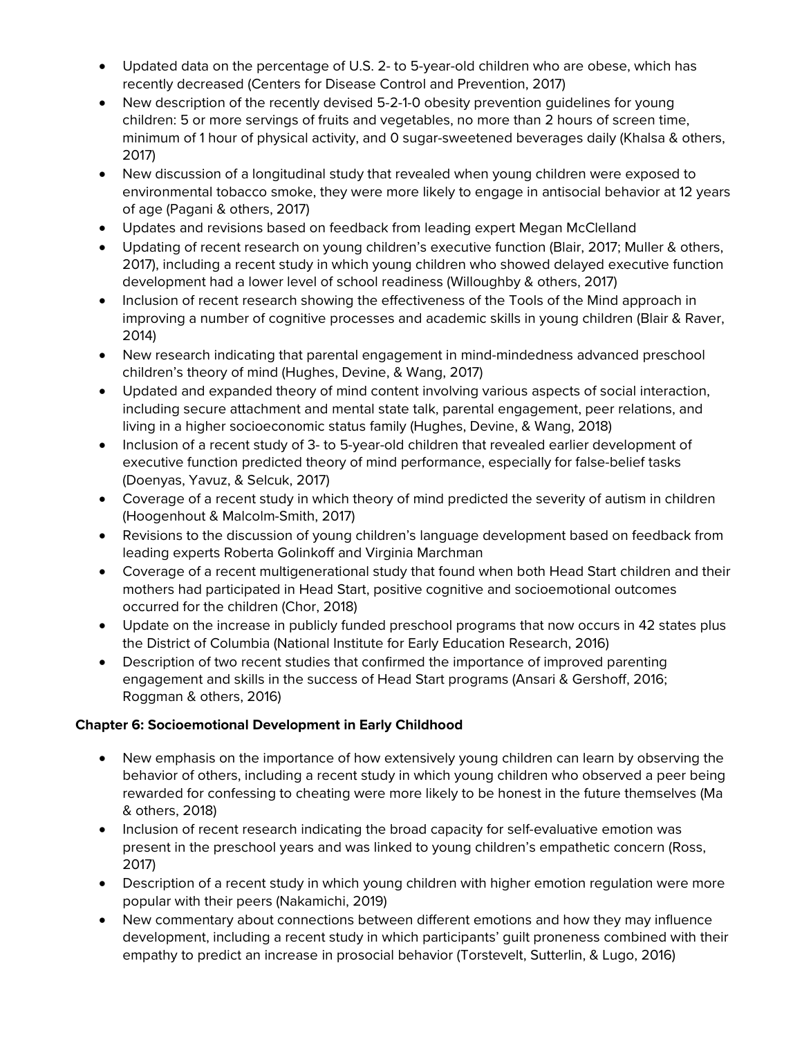- Updated data on the percentage of U.S. 2- to 5-year-old children who are obese, which has recently decreased (Centers for Disease Control and Prevention, 2017)
- New description of the recently devised 5-2-1-0 obesity prevention guidelines for young children: 5 or more servings of fruits and vegetables, no more than 2 hours of screen time, minimum of 1 hour of physical activity, and 0 sugar-sweetened beverages daily (Khalsa & others, 2017)
- New discussion of a longitudinal study that revealed when young children were exposed to environmental tobacco smoke, they were more likely to engage in antisocial behavior at 12 years of age (Pagani & others, 2017)
- Updates and revisions based on feedback from leading expert Megan McClelland
- Updating of recent research on young children's executive function (Blair, 2017; Muller & others, 2017), including a recent study in which young children who showed delayed executive function development had a lower level of school readiness (Willoughby & others, 2017)
- Inclusion of recent research showing the effectiveness of the Tools of the Mind approach in improving a number of cognitive processes and academic skills in young children (Blair & Raver, 2014)
- New research indicating that parental engagement in mind-mindedness advanced preschool children's theory of mind (Hughes, Devine, & Wang, 2017)
- Updated and expanded theory of mind content involving various aspects of social interaction, including secure attachment and mental state talk, parental engagement, peer relations, and living in a higher socioeconomic status family (Hughes, Devine, & Wang, 2018)
- Inclusion of a recent study of 3- to 5-year-old children that revealed earlier development of executive function predicted theory of mind performance, especially for false-belief tasks (Doenyas, Yavuz, & Selcuk, 2017)
- Coverage of a recent study in which theory of mind predicted the severity of autism in children (Hoogenhout & Malcolm-Smith, 2017)
- Revisions to the discussion of young children's language development based on feedback from leading experts Roberta Golinkoff and Virginia Marchman
- Coverage of a recent multigenerational study that found when both Head Start children and their mothers had participated in Head Start, positive cognitive and socioemotional outcomes occurred for the children (Chor, 2018)
- Update on the increase in publicly funded preschool programs that now occurs in 42 states plus the District of Columbia (National Institute for Early Education Research, 2016)
- Description of two recent studies that confirmed the importance of improved parenting engagement and skills in the success of Head Start programs (Ansari & Gershoff, 2016; Roggman & others, 2016)

**Chapter 6: Socioemotional Development in Early Childhood**

- New emphasis on the importance of how extensively young children can learn by observing the behavior of others, including a recent study in which young children who observed a peer being rewarded for confessing to cheating were more likely to be honest in the future themselves (Ma & others, 2018)
- Inclusion of recent research indicating the broad capacity for self-evaluative emotion was present in the preschool years and was linked to young children's empathetic concern (Ross, 2017)
- Description of a recent study in which young children with higher emotion regulation were more popular with their peers (Nakamichi, 2019)
- New commentary about connections between different emotions and how they may influence development, including a recent study in which participants' guilt proneness combined with their empathy to predict an increase in prosocial behavior (Torstevelt, Sutterlin, & Lugo, 2016)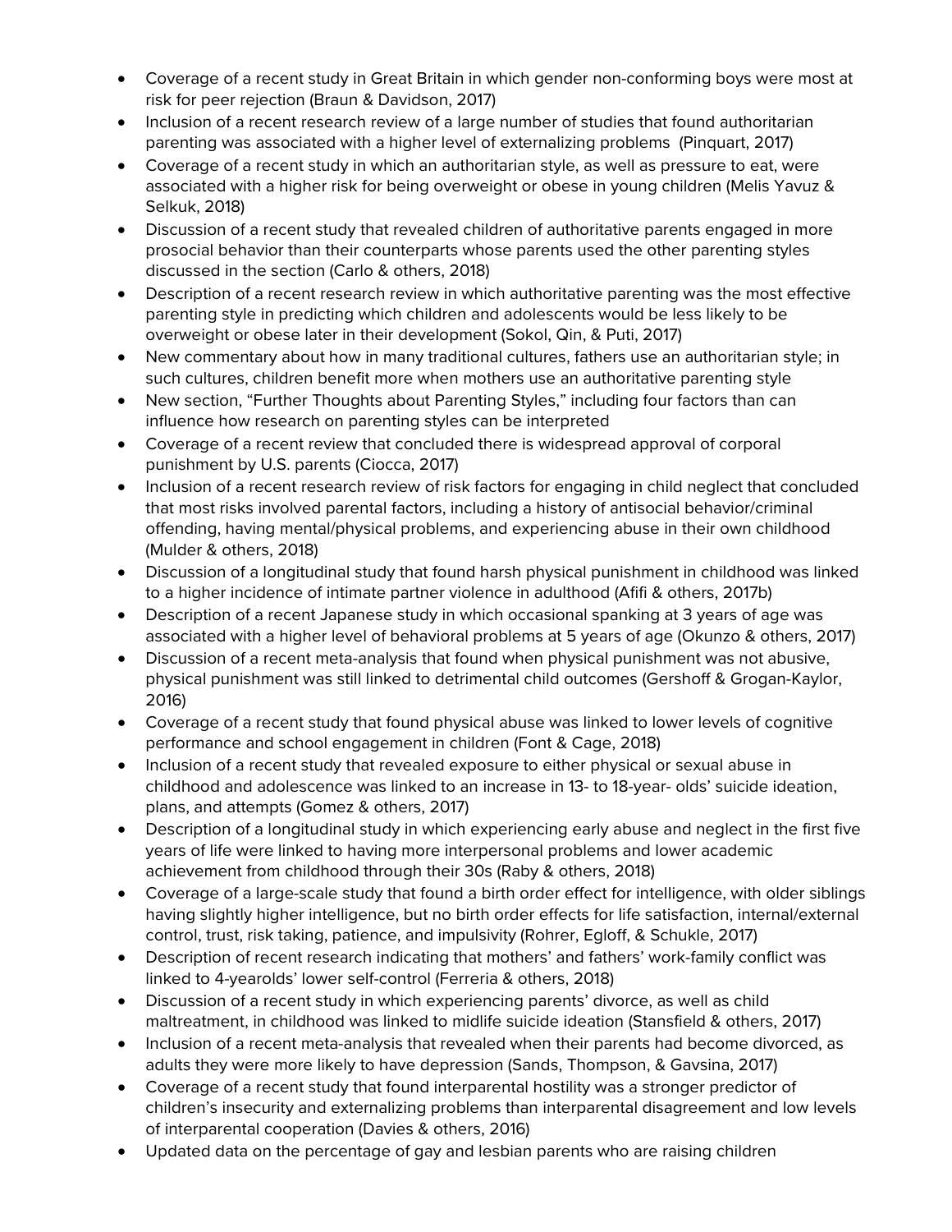- Coverage of a recent study in Great Britain in which gender non-conforming boys were most at risk for peer rejection (Braun & Davidson, 2017)
- Inclusion of a recent research review of a large number of studies that found authoritarian parenting was associated with a higher level of externalizing problems (Pinquart, 2017)
- Coverage of a recent study in which an authoritarian style, as well as pressure to eat, were associated with a higher risk for being overweight or obese in young children (Melis Yavuz & Selkuk, 2018)
- Discussion of a recent study that revealed children of authoritative parents engaged in more prosocial behavior than their counterparts whose parents used the other parenting styles discussed in the section (Carlo & others, 2018)
- Description of a recent research review in which authoritative parenting was the most effective parenting style in predicting which children and adolescents would be less likely to be overweight or obese later in their development (Sokol, Qin, & Puti, 2017)
- New commentary about how in many traditional cultures, fathers use an authoritarian style; in such cultures, children benefit more when mothers use an authoritative parenting style
- New section, "Further Thoughts about Parenting Styles," including four factors than can influence how research on parenting styles can be interpreted
- Coverage of a recent review that concluded there is widespread approval of corporal punishment by U.S. parents (Ciocca, 2017)
- Inclusion of a recent research review of risk factors for engaging in child neglect that concluded that most risks involved parental factors, including a history of antisocial behavior/criminal offending, having mental/physical problems, and experiencing abuse in their own childhood (Mulder & others, 2018)
- Discussion of a longitudinal study that found harsh physical punishment in childhood was linked to a higher incidence of intimate partner violence in adulthood (Afifi & others, 2017b)
- Description of a recent Japanese study in which occasional spanking at 3 years of age was associated with a higher level of behavioral problems at 5 years of age (Okunzo & others, 2017)
- Discussion of a recent meta-analysis that found when physical punishment was not abusive, physical punishment was still linked to detrimental child outcomes (Gershoff & Grogan-Kaylor, 2016)
- Coverage of a recent study that found physical abuse was linked to lower levels of cognitive performance and school engagement in children (Font & Cage, 2018)
- Inclusion of a recent study that revealed exposure to either physical or sexual abuse in childhood and adolescence was linked to an increase in 13- to 18-year- olds' suicide ideation, plans, and attempts (Gomez & others, 2017)
- Description of a longitudinal study in which experiencing early abuse and neglect in the first five years of life were linked to having more interpersonal problems and lower academic achievement from childhood through their 30s (Raby & others, 2018)
- Coverage of a large-scale study that found a birth order effect for intelligence, with older siblings having slightly higher intelligence, but no birth order effects for life satisfaction, internal/external control, trust, risk taking, patience, and impulsivity (Rohrer, Egloff, & Schukle, 2017)
- Description of recent research indicating that mothers' and fathers' work-family conflict was linked to 4-yearolds' lower self-control (Ferreria & others, 2018)
- Discussion of a recent study in which experiencing parents' divorce, as well as child maltreatment, in childhood was linked to midlife suicide ideation (Stansfield & others, 2017)
- Inclusion of a recent meta-analysis that revealed when their parents had become divorced, as adults they were more likely to have depression (Sands, Thompson, & Gavsina, 2017)
- Coverage of a recent study that found interparental hostility was a stronger predictor of children's insecurity and externalizing problems than interparental disagreement and low levels of interparental cooperation (Davies & others, 2016)
- Updated data on the percentage of gay and lesbian parents who are raising children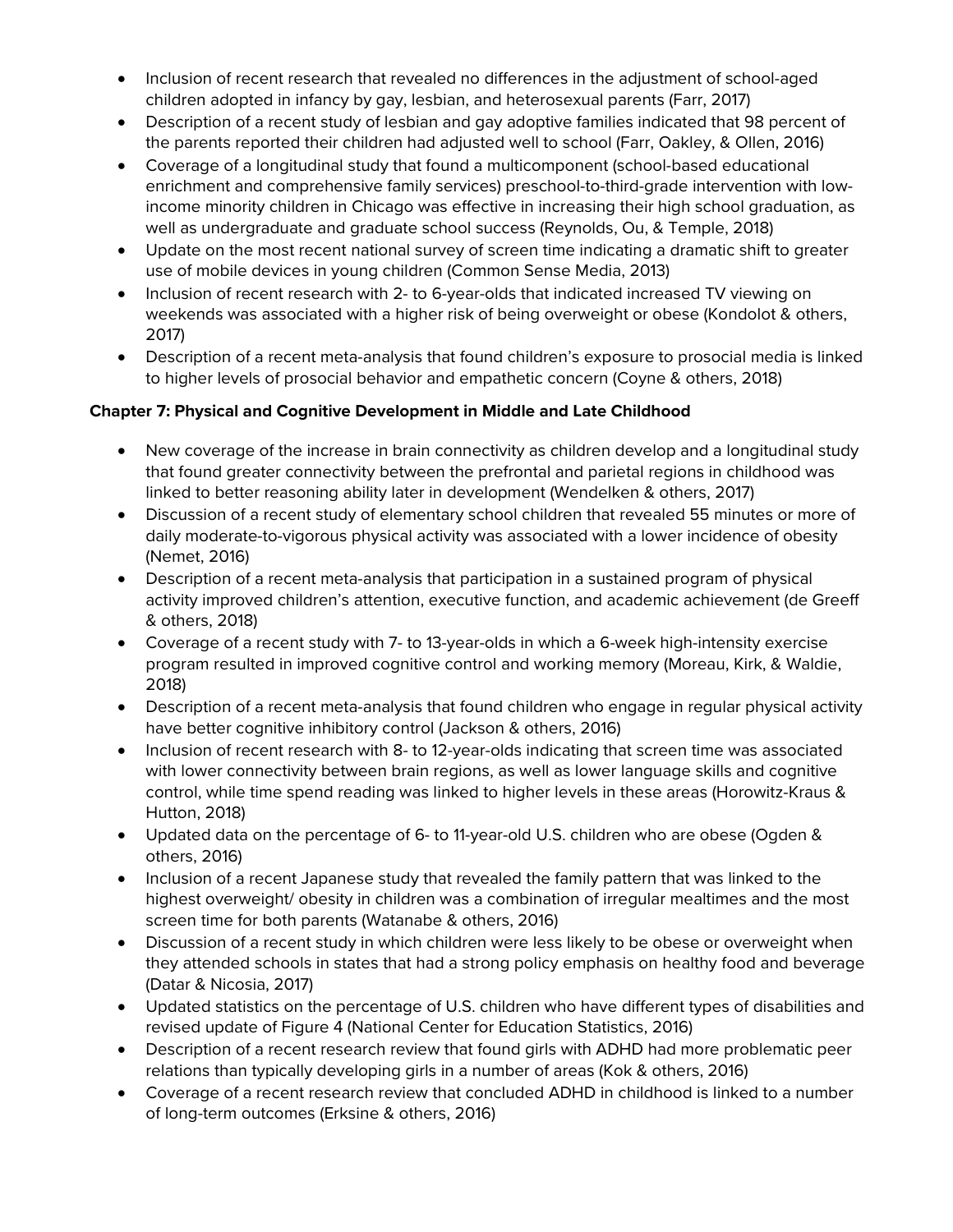- Inclusion of recent research that revealed no differences in the adjustment of school-aged children adopted in infancy by gay, lesbian, and heterosexual parents (Farr, 2017)
- Description of a recent study of lesbian and gay adoptive families indicated that 98 percent of the parents reported their children had adjusted well to school (Farr, Oakley, & Ollen, 2016)
- Coverage of a longitudinal study that found a multicomponent (school-based educational enrichment and comprehensive family services) preschool-to-third-grade intervention with low-income minority children in Chicago was effective in increasing their high school graduation, as well as undergraduate and graduate school success (Reynolds, Ou, & Temple, 2018)
- Update on the most recent national survey of screen time indicating a dramatic shift to greater use of mobile devices in young children (Common Sense Media, 2013)
- Inclusion of recent research with 2- to 6-year-olds that indicated increased TV viewing on weekends was associated with a higher risk of being overweight or obese (Kondolot & others, 2017)
- Description of a recent meta-analysis that found children's exposure to prosocial media is linked to higher levels of prosocial behavior and empathetic concern (Coyne & others, 2018)

**Chapter 7: Physical and Cognitive Development in Middle and Late Childhood**

- New coverage of the increase in brain connectivity as children develop and a longitudinal study that found greater connectivity between the prefrontal and parietal regions in childhood was linked to better reasoning ability later in development (Wendelken & others, 2017)
- Discussion of a recent study of elementary school children that revealed 55 minutes or more of daily moderate-to-vigorous physical activity was associated with a lower incidence of obesity (Nemet, 2016)
- Description of a recent meta-analysis that participation in a sustained program of physical activity improved children's attention, executive function, and academic achievement (de Greeff & others, 2018)
- Coverage of a recent study with 7- to 13-year-olds in which a 6-week high-intensity exercise program resulted in improved cognitive control and working memory (Moreau, Kirk, & Waldie, 2018)
- Description of a recent meta-analysis that found children who engage in regular physical activity have better cognitive inhibitory control (Jackson & others, 2016)
- Inclusion of recent research with 8- to 12-year-olds indicating that screen time was associated with lower connectivity between brain regions, as well as lower language skills and cognitive control, while time spend reading was linked to higher levels in these areas (Horowitz-Kraus & Hutton, 2018)
- Updated data on the percentage of 6- to 11-year-old U.S. children who are obese (Ogden & others, 2016)
- Inclusion of a recent Japanese study that revealed the family pattern that was linked to the highest overweight/ obesity in children was a combination of irregular mealtimes and the most screen time for both parents (Watanabe & others, 2016)
- Discussion of a recent study in which children were less likely to be obese or overweight when they attended schools in states that had a strong policy emphasis on healthy food and beverage (Datar & Nicosia, 2017)
- Updated statistics on the percentage of U.S. children who have different types of disabilities and revised update of Figure 4 (National Center for Education Statistics, 2016)
- Description of a recent research review that found girls with ADHD had more problematic peer relations than typically developing girls in a number of areas (Kok & others, 2016)
- Coverage of a recent research review that concluded ADHD in childhood is linked to a number of long-term outcomes (Erksine & others, 2016)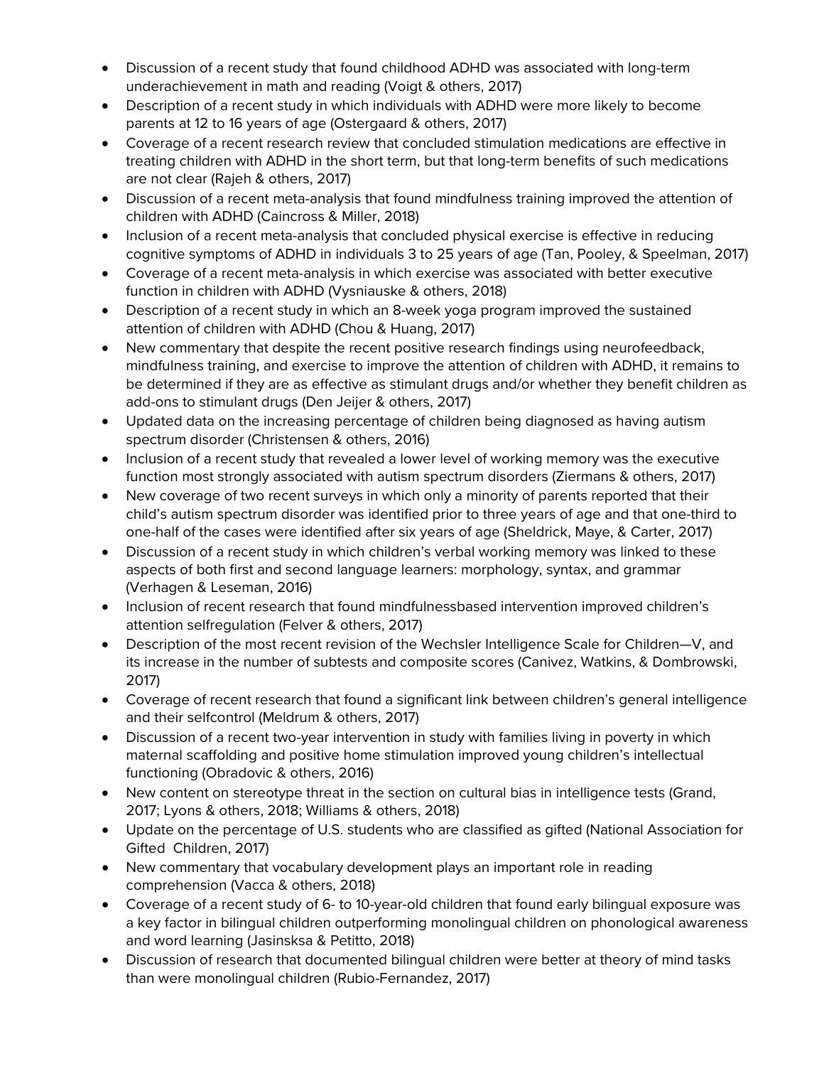- Discussion of a recent study that found childhood ADHD was associated with long-term underachievement in math and reading (Voigt & others, 2017)
- Description of a recent study in which individuals with ADHD were more likely to become parents at 12 to 16 years of age (Ostergaard & others, 2017)
- Coverage of a recent research review that concluded stimulation medications are effective in treating children with ADHD in the short term, but that long-term benefits of such medications are not clear (Rajeh & others, 2017)
- Discussion of a recent meta-analysis that found mindfulness training improved the attention of children with ADHD (Caincross & Miller, 2018)
- Inclusion of a recent meta-analysis that concluded physical exercise is effective in reducing cognitive symptoms of ADHD in individuals 3 to 25 years of age (Tan, Pooley, & Speelman, 2017)
- Coverage of a recent meta-analysis in which exercise was associated with better executive function in children with ADHD (Vysniauske & others, 2018)
- Description of a recent study in which an 8-week yoga program improved the sustained attention of children with ADHD (Chou & Huang, 2017)
- New commentary that despite the recent positive research findings using neurofeedback, mindfulness training, and exercise to improve the attention of children with ADHD, it remains to be determined if they are as effective as stimulant drugs and/or whether they benefit children as add-ons to stimulant drugs (Den Jeijer & others, 2017)
- Updated data on the increasing percentage of children being diagnosed as having autism spectrum disorder (Christensen & others, 2016)
- Inclusion of a recent study that revealed a lower level of working memory was the executive function most strongly associated with autism spectrum disorders (Ziermans & others, 2017)
- New coverage of two recent surveys in which only a minority of parents reported that their child's autism spectrum disorder was identified prior to three years of age and that one-third to one-half of the cases were identified after six years of age (Sheldrick, Maye, & Carter, 2017)
- Discussion of a recent study in which children's verbal working memory was linked to these aspects of both first and second language learners: morphology, syntax, and grammar (Verhagen & Leseman, 2016)
- Inclusion of recent research that found mindfulnessbased intervention improved children's attention selfregulation (Felver & others, 2017)
- Description of the most recent revision of the Wechsler Intelligence Scale for Children—V, and its increase in the number of subtests and composite scores (Canivez, Watkins, & Dombrowski, 2017)
- Coverage of recent research that found a significant link between children's general intelligence and their selfcontrol (Meldrum & others, 2017)
- Discussion of a recent two-year intervention in study with families living in poverty in which maternal scaffolding and positive home stimulation improved young children's intellectual functioning (Obradovic & others, 2016)
- New content on stereotype threat in the section on cultural bias in intelligence tests (Grand, 2017; Lyons & others, 2018; Williams & others, 2018)
- Update on the percentage of U.S. students who are classified as gifted (National Association for Gifted Children, 2017)
- New commentary that vocabulary development plays an important role in reading comprehension (Vacca & others, 2018)
- Coverage of a recent study of 6- to 10-year-old children that found early bilingual exposure was a key factor in bilingual children outperforming monolingual children on phonological awareness and word learning (Jasinsksa & Petitto, 2018)
- Discussion of research that documented bilingual children were better at theory of mind tasks than were monolingual children (Rubio-Fernandez, 2017)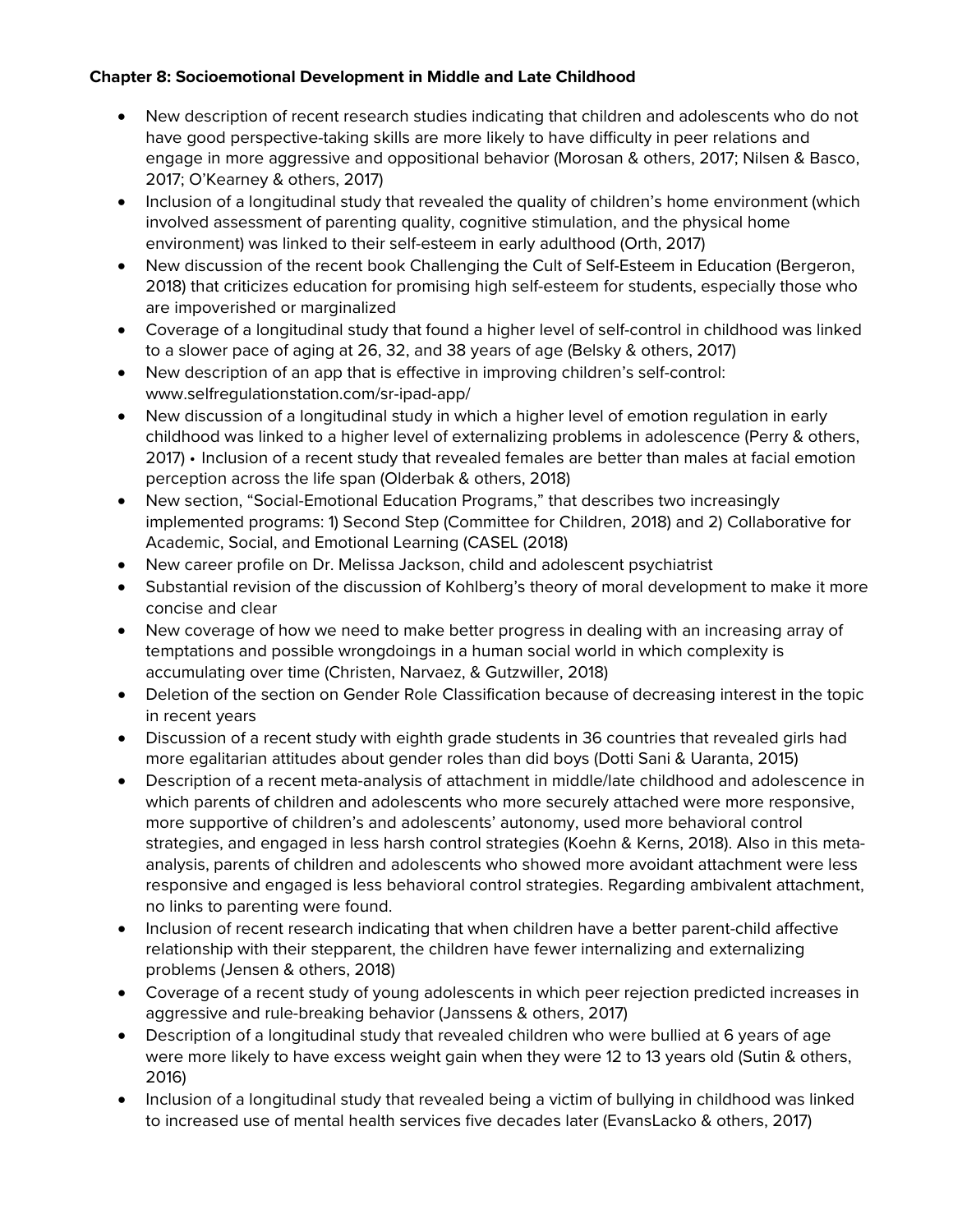**Chapter 8: Socioemotional Development in Middle and Late Childhood**

- New description of recent research studies indicating that children and adolescents who do not have good perspective-taking skills are more likely to have difficulty in peer relations and engage in more aggressive and oppositional behavior (Morosan & others, 2017; Nilsen & Basco, 2017; O'Kearney & others, 2017)
- Inclusion of a longitudinal study that revealed the quality of children's home environment (which involved assessment of parenting quality, cognitive stimulation, and the physical home environment) was linked to their self-esteem in early adulthood (Orth, 2017)
- New discussion of the recent book Challenging the Cult of Self-Esteem in Education (Bergeron, 2018) that criticizes education for promising high self-esteem for students, especially those who are impoverished or marginalized
- Coverage of a longitudinal study that found a higher level of self-control in childhood was linked to a slower pace of aging at 26, 32, and 38 years of age (Belsky & others, 2017)
- New description of an app that is effective in improving children's self-control: www.selfregulationstation.com/sr-ipad-app/
- New discussion of a longitudinal study in which a higher level of emotion regulation in early childhood was linked to a higher level of externalizing problems in adolescence (Perry & others, 2017) • Inclusion of a recent study that revealed females are better than males at facial emotion perception across the life span (Olderbak & others, 2018)
- New section, "Social-Emotional Education Programs," that describes two increasingly implemented programs: 1) Second Step (Committee for Children, 2018) and 2) Collaborative for Academic, Social, and Emotional Learning (CASEL (2018)
- New career profile on Dr. Melissa Jackson, child and adolescent psychiatrist
- Substantial revision of the discussion of Kohlberg's theory of moral development to make it more concise and clear
- New coverage of how we need to make better progress in dealing with an increasing array of temptations and possible wrongdoings in a human social world in which complexity is accumulating over time (Christen, Narvaez, & Gutzwiller, 2018)
- Deletion of the section on Gender Role Classification because of decreasing interest in the topic in recent years
- Discussion of a recent study with eighth grade students in 36 countries that revealed girls had more egalitarian attitudes about gender roles than did boys (Dotti Sani & Uaranta, 2015)
- Description of a recent meta-analysis of attachment in middle/late childhood and adolescence in which parents of children and adolescents who more securely attached were more responsive, more supportive of children's and adolescents' autonomy, used more behavioral control strategies, and engaged in less harsh control strategies (Koehn & Kerns, 2018). Also in this meta-analysis, parents of children and adolescents who showed more avoidant attachment were less responsive and engaged is less behavioral control strategies. Regarding ambivalent attachment, no links to parenting were found.
- Inclusion of recent research indicating that when children have a better parent-child affective relationship with their stepparent, the children have fewer internalizing and externalizing problems (Jensen & others, 2018)
- Coverage of a recent study of young adolescents in which peer rejection predicted increases in aggressive and rule-breaking behavior (Janssens & others, 2017)
- Description of a longitudinal study that revealed children who were bullied at 6 years of age were more likely to have excess weight gain when they were 12 to 13 years old (Sutin & others, 2016)
- Inclusion of a longitudinal study that revealed being a victim of bullying in childhood was linked to increased use of mental health services five decades later (EvansLacko & others, 2017)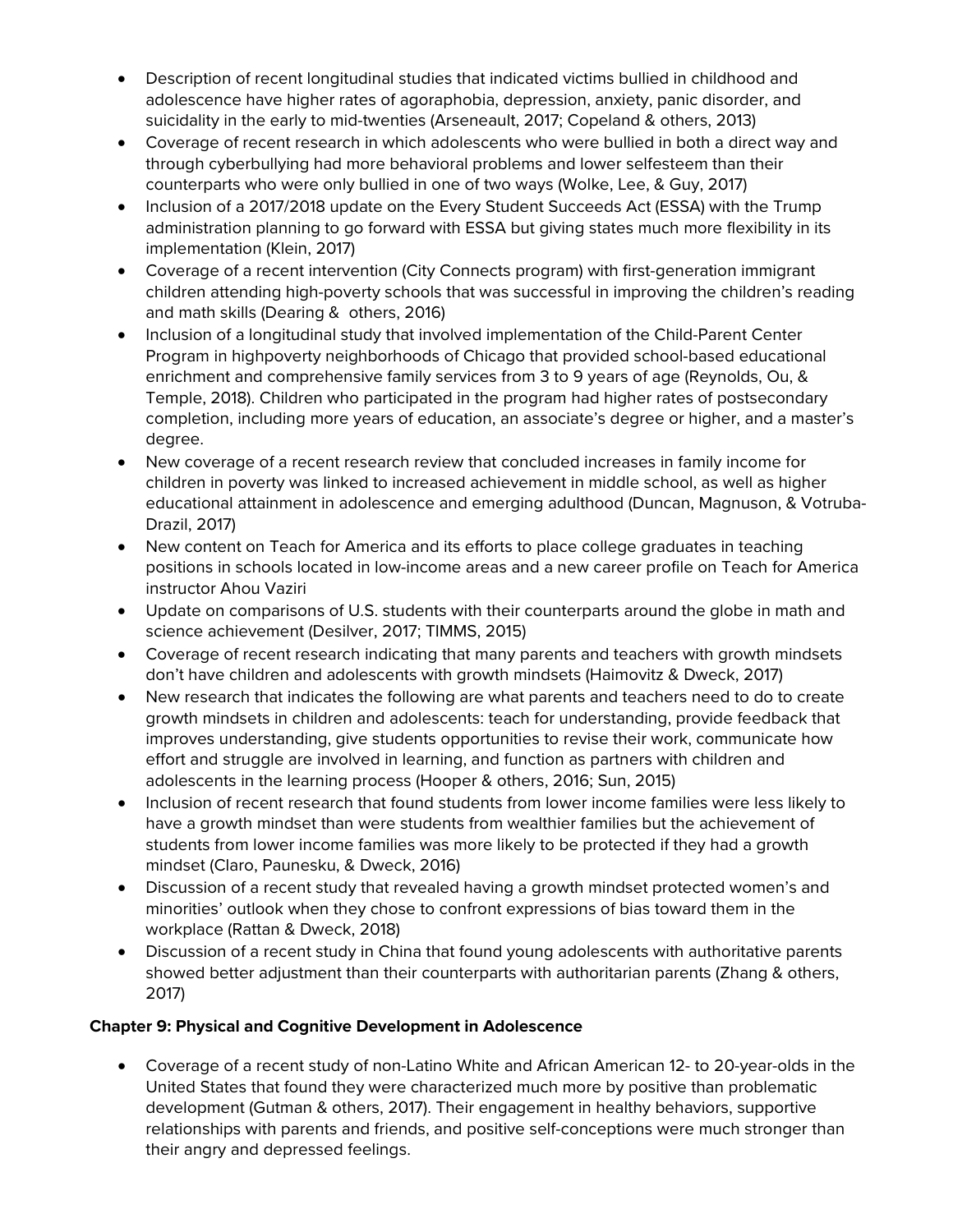- Description of recent longitudinal studies that indicated victims bullied in childhood and adolescence have higher rates of agoraphobia, depression, anxiety, panic disorder, and suicidality in the early to mid-twenties (Arseneault, 2017; Copeland & others, 2013)
- Coverage of recent research in which adolescents who were bullied in both a direct way and through cyberbullying had more behavioral problems and lower selfesteem than their counterparts who were only bullied in one of two ways (Wolke, Lee, & Guy, 2017)
- Inclusion of a 2017/2018 update on the Every Student Succeeds Act (ESSA) with the Trump administration planning to go forward with ESSA but giving states much more flexibility in its implementation (Klein, 2017)
- Coverage of a recent intervention (City Connects program) with first-generation immigrant children attending high-poverty schools that was successful in improving the children's reading and math skills (Dearing & others, 2016)
- Inclusion of a longitudinal study that involved implementation of the Child-Parent Center Program in highpoverty neighborhoods of Chicago that provided school-based educational enrichment and comprehensive family services from 3 to 9 years of age (Reynolds, Ou, & Temple, 2018). Children who participated in the program had higher rates of postsecondary completion, including more years of education, an associate's degree or higher, and a master's degree.
- New coverage of a recent research review that concluded increases in family income for children in poverty was linked to increased achievement in middle school, as well as higher educational attainment in adolescence and emerging adulthood (Duncan, Magnuson, & Votruba-Drazil, 2017)
- New content on Teach for America and its efforts to place college graduates in teaching positions in schools located in low-income areas and a new career profile on Teach for America instructor Ahou Vaziri
- Update on comparisons of U.S. students with their counterparts around the globe in math and science achievement (Desilver, 2017; TIMMS, 2015)
- Coverage of recent research indicating that many parents and teachers with growth mindsets don't have children and adolescents with growth mindsets (Haimovitz & Dweck, 2017)
- New research that indicates the following are what parents and teachers need to do to create growth mindsets in children and adolescents: teach for understanding, provide feedback that improves understanding, give students opportunities to revise their work, communicate how effort and struggle are involved in learning, and function as partners with children and adolescents in the learning process (Hooper & others, 2016; Sun, 2015)
- Inclusion of recent research that found students from lower income families were less likely to have a growth mindset than were students from wealthier families but the achievement of students from lower income families was more likely to be protected if they had a growth mindset (Claro, Paunesku, & Dweck, 2016)
- Discussion of a recent study that revealed having a growth mindset protected women's and minorities' outlook when they chose to confront expressions of bias toward them in the workplace (Rattan & Dweck, 2018)
- Discussion of a recent study in China that found young adolescents with authoritative parents showed better adjustment than their counterparts with authoritarian parents (Zhang & others, 2017)

**Chapter 9: Physical and Cognitive Development in Adolescence**

- Coverage of a recent study of non-Latino White and African American 12- to 20-year-olds in the United States that found they were characterized much more by positive than problematic development (Gutman & others, 2017). Their engagement in healthy behaviors, supportive relationships with parents and friends, and positive self-conceptions were much stronger than their angry and depressed feelings.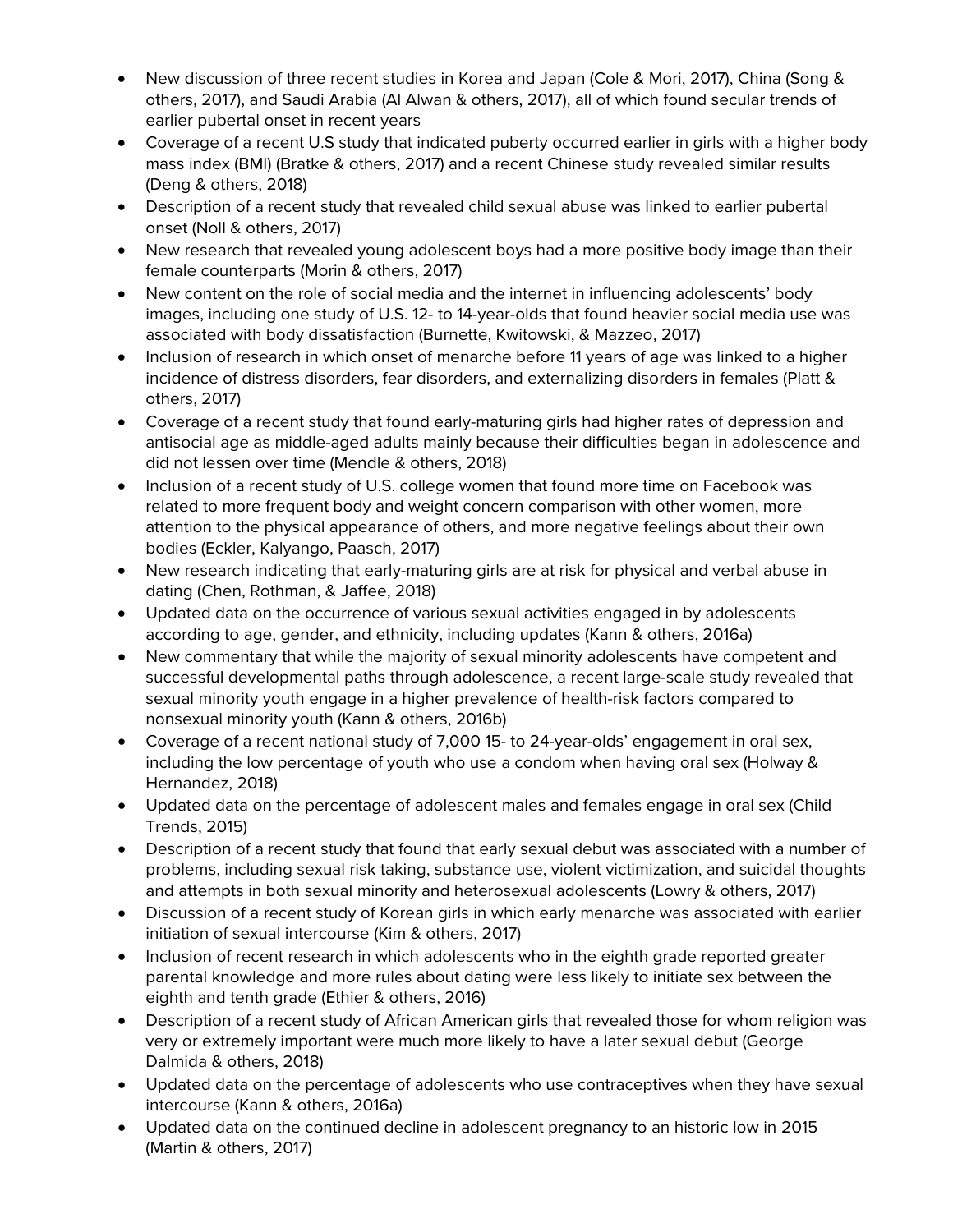- New discussion of three recent studies in Korea and Japan (Cole & Mori, 2017), China (Song & others, 2017), and Saudi Arabia (Al Alwan & others, 2017), all of which found secular trends of earlier pubertal onset in recent years
- Coverage of a recent U.S study that indicated puberty occurred earlier in girls with a higher body mass index (BMI) (Bratke & others, 2017) and a recent Chinese study revealed similar results (Deng & others, 2018)
- Description of a recent study that revealed child sexual abuse was linked to earlier pubertal onset (Noll & others, 2017)
- New research that revealed young adolescent boys had a more positive body image than their female counterparts (Morin & others, 2017)
- New content on the role of social media and the internet in influencing adolescents' body images, including one study of U.S. 12- to 14-year-olds that found heavier social media use was associated with body dissatisfaction (Burnette, Kwitowski, & Mazzeo, 2017)
- Inclusion of research in which onset of menarche before 11 years of age was linked to a higher incidence of distress disorders, fear disorders, and externalizing disorders in females (Platt & others, 2017)
- Coverage of a recent study that found early-maturing girls had higher rates of depression and antisocial age as middle-aged adults mainly because their difficulties began in adolescence and did not lessen over time (Mendle & others, 2018)
- Inclusion of a recent study of U.S. college women that found more time on Facebook was related to more frequent body and weight concern comparison with other women, more attention to the physical appearance of others, and more negative feelings about their own bodies (Eckler, Kalyango, Paasch, 2017)
- New research indicating that early-maturing girls are at risk for physical and verbal abuse in dating (Chen, Rothman, & Jaffee, 2018)
- Updated data on the occurrence of various sexual activities engaged in by adolescents according to age, gender, and ethnicity, including updates (Kann & others, 2016a)
- New commentary that while the majority of sexual minority adolescents have competent and successful developmental paths through adolescence, a recent large-scale study revealed that sexual minority youth engage in a higher prevalence of health-risk factors compared to nonsexual minority youth (Kann & others, 2016b)
- Coverage of a recent national study of 7,000 15- to 24-year-olds' engagement in oral sex, including the low percentage of youth who use a condom when having oral sex (Holway & Hernandez, 2018)
- Updated data on the percentage of adolescent males and females engage in oral sex (Child Trends, 2015)
- Description of a recent study that found that early sexual debut was associated with a number of problems, including sexual risk taking, substance use, violent victimization, and suicidal thoughts and attempts in both sexual minority and heterosexual adolescents (Lowry & others, 2017)
- Discussion of a recent study of Korean girls in which early menarche was associated with earlier initiation of sexual intercourse (Kim & others, 2017)
- Inclusion of recent research in which adolescents who in the eighth grade reported greater parental knowledge and more rules about dating were less likely to initiate sex between the eighth and tenth grade (Ethier & others, 2016)
- Description of a recent study of African American girls that revealed those for whom religion was very or extremely important were much more likely to have a later sexual debut (George Dalmida & others, 2018)
- Updated data on the percentage of adolescents who use contraceptives when they have sexual intercourse (Kann & others, 2016a)
- Updated data on the continued decline in adolescent pregnancy to an historic low in 2015 (Martin & others, 2017)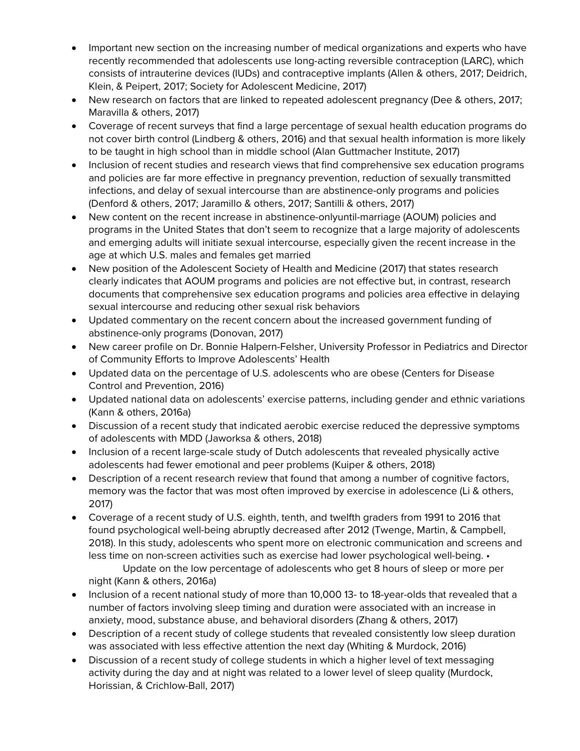- Important new section on the increasing number of medical organizations and experts who have recently recommended that adolescents use long-acting reversible contraception (LARC), which consists of intrauterine devices (IUDs) and contraceptive implants (Allen & others, 2017; Deidrich, Klein, & Peipert, 2017; Society for Adolescent Medicine, 2017)
- New research on factors that are linked to repeated adolescent pregnancy (Dee & others, 2017; Maravilla & others, 2017)
- Coverage of recent surveys that find a large percentage of sexual health education programs do not cover birth control (Lindberg & others, 2016) and that sexual health information is more likely to be taught in high school than in middle school (Alan Guttmacher Institute, 2017)
- Inclusion of recent studies and research views that find comprehensive sex education programs and policies are far more effective in pregnancy prevention, reduction of sexually transmitted infections, and delay of sexual intercourse than are abstinence-only programs and policies (Denford & others, 2017; Jaramillo & others, 2017; Santilli & others, 2017)
- New content on the recent increase in abstinence-onlyuntil-marriage (AOUM) policies and programs in the United States that don't seem to recognize that a large majority of adolescents and emerging adults will initiate sexual intercourse, especially given the recent increase in the age at which U.S. males and females get married
- New position of the Adolescent Society of Health and Medicine (2017) that states research clearly indicates that AOUM programs and policies are not effective but, in contrast, research documents that comprehensive sex education programs and policies area effective in delaying sexual intercourse and reducing other sexual risk behaviors
- Updated commentary on the recent concern about the increased government funding of abstinence-only programs (Donovan, 2017)
- New career profile on Dr. Bonnie Halpern-Felsher, University Professor in Pediatrics and Director of Community Efforts to Improve Adolescents' Health
- Updated data on the percentage of U.S. adolescents who are obese (Centers for Disease Control and Prevention, 2016)
- Updated national data on adolescents' exercise patterns, including gender and ethnic variations (Kann & others, 2016a)
- Discussion of a recent study that indicated aerobic exercise reduced the depressive symptoms of adolescents with MDD (Jaworksa & others, 2018)
- Inclusion of a recent large-scale study of Dutch adolescents that revealed physically active adolescents had fewer emotional and peer problems (Kuiper & others, 2018)
- Description of a recent research review that found that among a number of cognitive factors, memory was the factor that was most often improved by exercise in adolescence (Li & others, 2017)
- Coverage of a recent study of U.S. eighth, tenth, and twelfth graders from 1991 to 2016 that found psychological well-being abruptly decreased after 2012 (Twenge, Martin, & Campbell, 2018). In this study, adolescents who spent more on electronic communication and screens and less time on non-screen activities such as exercise had lower psychological well-being. •
  Update on the low percentage of adolescents who get 8 hours of sleep or more per night (Kann & others, 2016a)
- Inclusion of a recent national study of more than 10,000 13- to 18-year-olds that revealed that a number of factors involving sleep timing and duration were associated with an increase in anxiety, mood, substance abuse, and behavioral disorders (Zhang & others, 2017)
- Description of a recent study of college students that revealed consistently low sleep duration was associated with less effective attention the next day (Whiting & Murdock, 2016)
- Discussion of a recent study of college students in which a higher level of text messaging activity during the day and at night was related to a lower level of sleep quality (Murdock, Horissian, & Crichlow-Ball, 2017)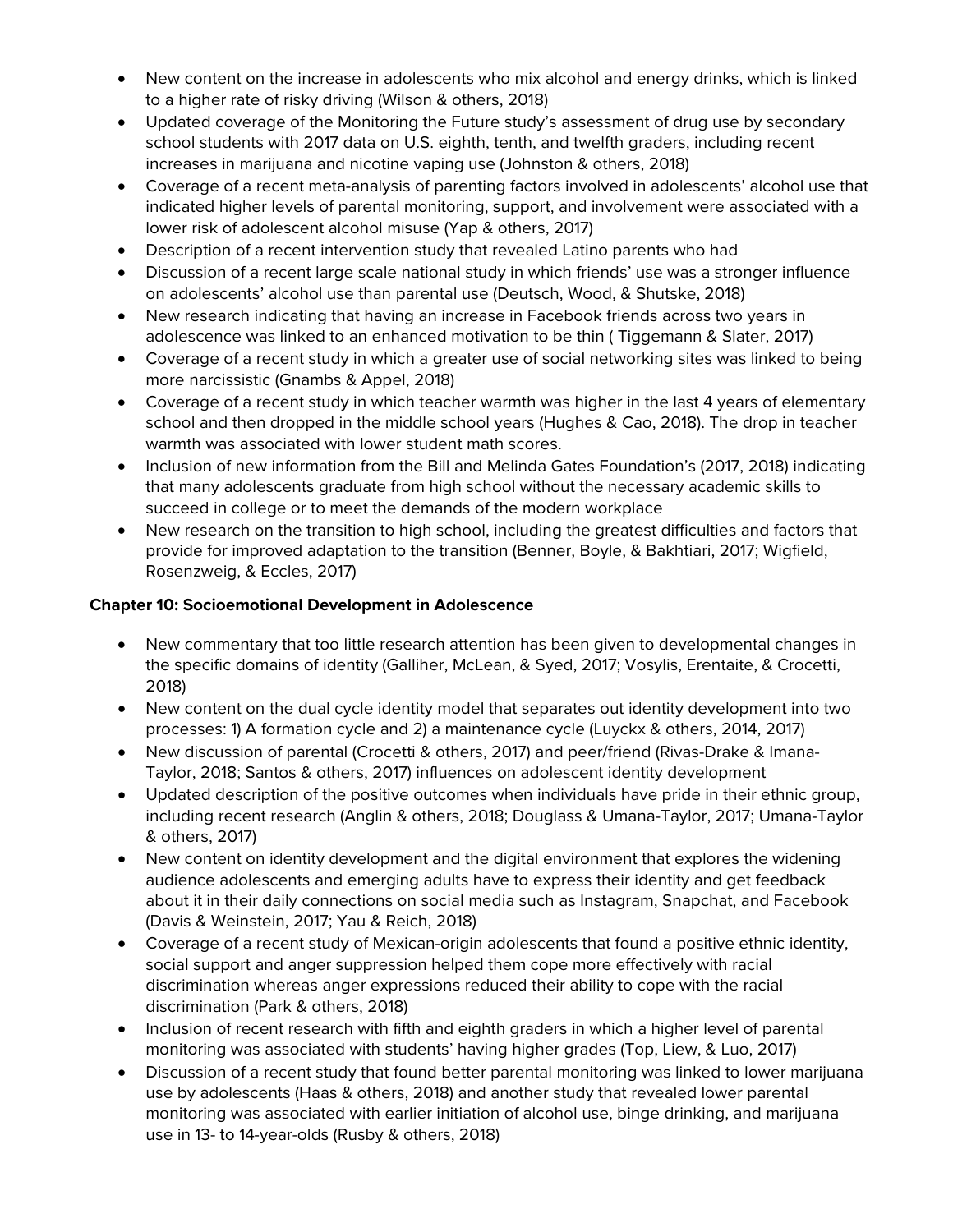- New content on the increase in adolescents who mix alcohol and energy drinks, which is linked to a higher rate of risky driving (Wilson & others, 2018)
- Updated coverage of the Monitoring the Future study's assessment of drug use by secondary school students with 2017 data on U.S. eighth, tenth, and twelfth graders, including recent increases in marijuana and nicotine vaping use (Johnston & others, 2018)
- Coverage of a recent meta-analysis of parenting factors involved in adolescents' alcohol use that indicated higher levels of parental monitoring, support, and involvement were associated with a lower risk of adolescent alcohol misuse (Yap & others, 2017)
- Description of a recent intervention study that revealed Latino parents who had
- Discussion of a recent large scale national study in which friends' use was a stronger influence on adolescents' alcohol use than parental use (Deutsch, Wood, & Shutske, 2018)
- New research indicating that having an increase in Facebook friends across two years in adolescence was linked to an enhanced motivation to be thin ( Tiggemann & Slater, 2017)
- Coverage of a recent study in which a greater use of social networking sites was linked to being more narcissistic (Gnambs & Appel, 2018)
- Coverage of a recent study in which teacher warmth was higher in the last 4 years of elementary school and then dropped in the middle school years (Hughes & Cao, 2018). The drop in teacher warmth was associated with lower student math scores.
- Inclusion of new information from the Bill and Melinda Gates Foundation's (2017, 2018) indicating that many adolescents graduate from high school without the necessary academic skills to succeed in college or to meet the demands of the modern workplace
- New research on the transition to high school, including the greatest difficulties and factors that provide for improved adaptation to the transition (Benner, Boyle, & Bakhtiari, 2017; Wigfield, Rosenzweig, & Eccles, 2017)

**Chapter 10: Socioemotional Development in Adolescence**

- New commentary that too little research attention has been given to developmental changes in the specific domains of identity (Galliher, McLean, & Syed, 2017; Vosylis, Erentaite, & Crocetti, 2018)
- New content on the dual cycle identity model that separates out identity development into two processes: 1) A formation cycle and 2) a maintenance cycle (Luyckx & others, 2014, 2017)
- New discussion of parental (Crocetti & others, 2017) and peer/friend (Rivas-Drake & Imana-Taylor, 2018; Santos & others, 2017) influences on adolescent identity development
- Updated description of the positive outcomes when individuals have pride in their ethnic group, including recent research (Anglin & others, 2018; Douglass & Umana-Taylor, 2017; Umana-Taylor & others, 2017)
- New content on identity development and the digital environment that explores the widening audience adolescents and emerging adults have to express their identity and get feedback about it in their daily connections on social media such as Instagram, Snapchat, and Facebook (Davis & Weinstein, 2017; Yau & Reich, 2018)
- Coverage of a recent study of Mexican-origin adolescents that found a positive ethnic identity, social support and anger suppression helped them cope more effectively with racial discrimination whereas anger expressions reduced their ability to cope with the racial discrimination (Park & others, 2018)
- Inclusion of recent research with fifth and eighth graders in which a higher level of parental monitoring was associated with students' having higher grades (Top, Liew, & Luo, 2017)
- Discussion of a recent study that found better parental monitoring was linked to lower marijuana use by adolescents (Haas & others, 2018) and another study that revealed lower parental monitoring was associated with earlier initiation of alcohol use, binge drinking, and marijuana use in 13- to 14-year-olds (Rusby & others, 2018)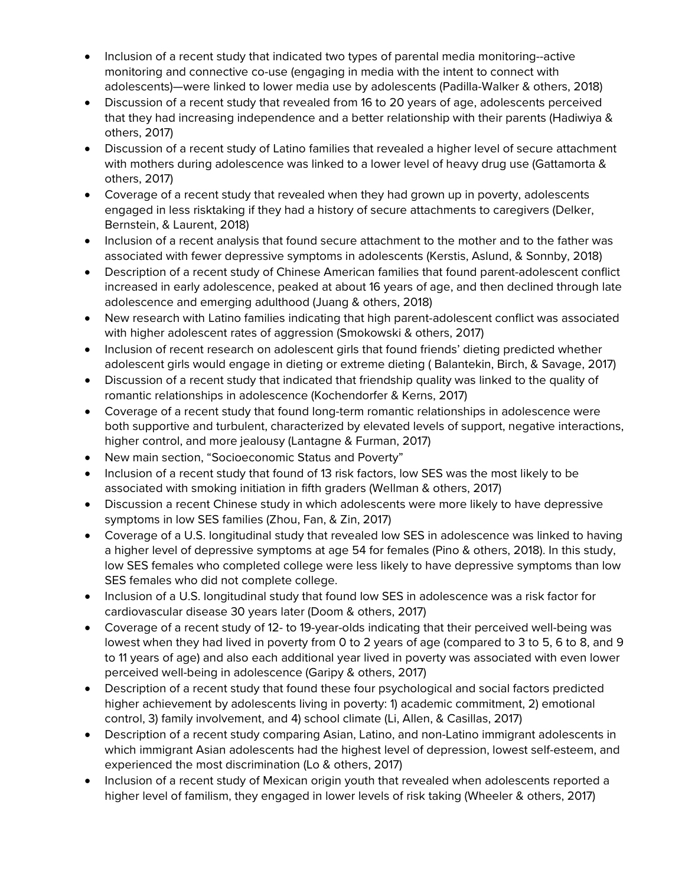- Inclusion of a recent study that indicated two types of parental media monitoring--active monitoring and connective co-use (engaging in media with the intent to connect with adolescents)—were linked to lower media use by adolescents (Padilla-Walker & others, 2018)
- Discussion of a recent study that revealed from 16 to 20 years of age, adolescents perceived that they had increasing independence and a better relationship with their parents (Hadiwiya & others, 2017)
- Discussion of a recent study of Latino families that revealed a higher level of secure attachment with mothers during adolescence was linked to a lower level of heavy drug use (Gattamorta & others, 2017)
- Coverage of a recent study that revealed when they had grown up in poverty, adolescents engaged in less risktaking if they had a history of secure attachments to caregivers (Delker, Bernstein, & Laurent, 2018)
- Inclusion of a recent analysis that found secure attachment to the mother and to the father was associated with fewer depressive symptoms in adolescents (Kerstis, Aslund, & Sonnby, 2018)
- Description of a recent study of Chinese American families that found parent-adolescent conflict increased in early adolescence, peaked at about 16 years of age, and then declined through late adolescence and emerging adulthood (Juang & others, 2018)
- New research with Latino families indicating that high parent-adolescent conflict was associated with higher adolescent rates of aggression (Smokowski & others, 2017)
- Inclusion of recent research on adolescent girls that found friends' dieting predicted whether adolescent girls would engage in dieting or extreme dieting ( Balantekin, Birch, & Savage, 2017)
- Discussion of a recent study that indicated that friendship quality was linked to the quality of romantic relationships in adolescence (Kochendorfer & Kerns, 2017)
- Coverage of a recent study that found long-term romantic relationships in adolescence were both supportive and turbulent, characterized by elevated levels of support, negative interactions, higher control, and more jealousy (Lantagne & Furman, 2017)
- New main section, "Socioeconomic Status and Poverty"
- Inclusion of a recent study that found of 13 risk factors, low SES was the most likely to be associated with smoking initiation in fifth graders (Wellman & others, 2017)
- Discussion a recent Chinese study in which adolescents were more likely to have depressive symptoms in low SES families (Zhou, Fan, & Zin, 2017)
- Coverage of a U.S. longitudinal study that revealed low SES in adolescence was linked to having a higher level of depressive symptoms at age 54 for females (Pino & others, 2018). In this study, low SES females who completed college were less likely to have depressive symptoms than low SES females who did not complete college.
- Inclusion of a U.S. longitudinal study that found low SES in adolescence was a risk factor for cardiovascular disease 30 years later (Doom & others, 2017)
- Coverage of a recent study of 12- to 19-year-olds indicating that their perceived well-being was lowest when they had lived in poverty from 0 to 2 years of age (compared to 3 to 5, 6 to 8, and 9 to 11 years of age) and also each additional year lived in poverty was associated with even lower perceived well-being in adolescence (Garipy & others, 2017)
- Description of a recent study that found these four psychological and social factors predicted higher achievement by adolescents living in poverty: 1) academic commitment, 2) emotional control, 3) family involvement, and 4) school climate (Li, Allen, & Casillas, 2017)
- Description of a recent study comparing Asian, Latino, and non-Latino immigrant adolescents in which immigrant Asian adolescents had the highest level of depression, lowest self-esteem, and experienced the most discrimination (Lo & others, 2017)
- Inclusion of a recent study of Mexican origin youth that revealed when adolescents reported a higher level of familism, they engaged in lower levels of risk taking (Wheeler & others, 2017)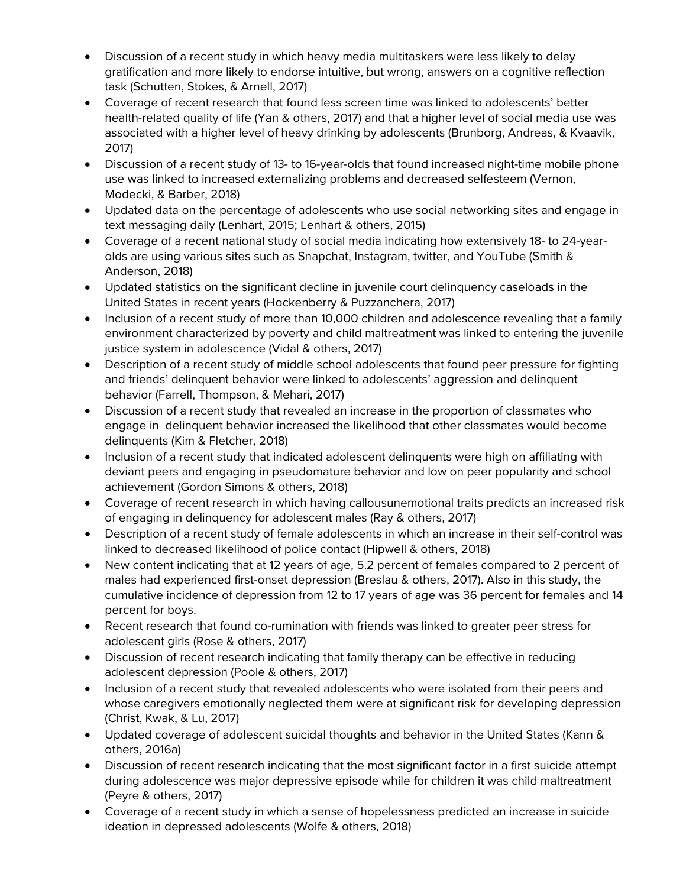- Discussion of a recent study in which heavy media multitaskers were less likely to delay gratification and more likely to endorse intuitive, but wrong, answers on a cognitive reflection task (Schutten, Stokes, & Arnell, 2017)
- Coverage of recent research that found less screen time was linked to adolescents' better health-related quality of life (Yan & others, 2017) and that a higher level of social media use was associated with a higher level of heavy drinking by adolescents (Brunborg, Andreas, & Kvaavik, 2017)
- Discussion of a recent study of 13- to 16-year-olds that found increased night-time mobile phone use was linked to increased externalizing problems and decreased selfesteem (Vernon, Modecki, & Barber, 2018)
- Updated data on the percentage of adolescents who use social networking sites and engage in text messaging daily (Lenhart, 2015; Lenhart & others, 2015)
- Coverage of a recent national study of social media indicating how extensively 18- to 24-year-olds are using various sites such as Snapchat, Instagram, twitter, and YouTube (Smith & Anderson, 2018)
- Updated statistics on the significant decline in juvenile court delinquency caseloads in the United States in recent years (Hockenberry & Puzzanchera, 2017)
- Inclusion of a recent study of more than 10,000 children and adolescence revealing that a family environment characterized by poverty and child maltreatment was linked to entering the juvenile justice system in adolescence (Vidal & others, 2017)
- Description of a recent study of middle school adolescents that found peer pressure for fighting and friends' delinquent behavior were linked to adolescents' aggression and delinquent behavior (Farrell, Thompson, & Mehari, 2017)
- Discussion of a recent study that revealed an increase in the proportion of classmates who engage in delinquent behavior increased the likelihood that other classmates would become delinquents (Kim & Fletcher, 2018)
- Inclusion of a recent study that indicated adolescent delinquents were high on affiliating with deviant peers and engaging in pseudomature behavior and low on peer popularity and school achievement (Gordon Simons & others, 2018)
- Coverage of recent research in which having callousunemotional traits predicts an increased risk of engaging in delinquency for adolescent males (Ray & others, 2017)
- Description of a recent study of female adolescents in which an increase in their self-control was linked to decreased likelihood of police contact (Hipwell & others, 2018)
- New content indicating that at 12 years of age, 5.2 percent of females compared to 2 percent of males had experienced first-onset depression (Breslau & others, 2017). Also in this study, the cumulative incidence of depression from 12 to 17 years of age was 36 percent for females and 14 percent for boys.
- Recent research that found co-rumination with friends was linked to greater peer stress for adolescent girls (Rose & others, 2017)
- Discussion of recent research indicating that family therapy can be effective in reducing adolescent depression (Poole & others, 2017)
- Inclusion of a recent study that revealed adolescents who were isolated from their peers and whose caregivers emotionally neglected them were at significant risk for developing depression (Christ, Kwak, & Lu, 2017)
- Updated coverage of adolescent suicidal thoughts and behavior in the United States (Kann & others, 2016a)
- Discussion of recent research indicating that the most significant factor in a first suicide attempt during adolescence was major depressive episode while for children it was child maltreatment (Peyre & others, 2017)
- Coverage of a recent study in which a sense of hopelessness predicted an increase in suicide ideation in depressed adolescents (Wolfe & others, 2018)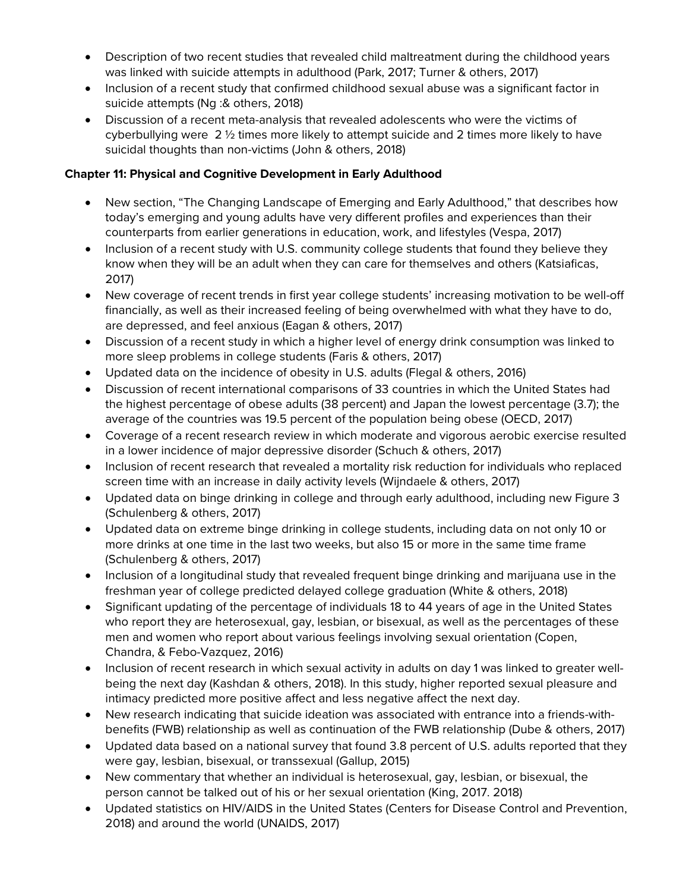- Description of two recent studies that revealed child maltreatment during the childhood years was linked with suicide attempts in adulthood (Park, 2017; Turner & others, 2017)
- Inclusion of a recent study that confirmed childhood sexual abuse was a significant factor in suicide attempts (Ng :& others, 2018)
- Discussion of a recent meta-analysis that revealed adolescents who were the victims of cyberbullying were 2 ½ times more likely to attempt suicide and 2 times more likely to have suicidal thoughts than non-victims (John & others, 2018)

**Chapter 11: Physical and Cognitive Development in Early Adulthood**

- New section, "The Changing Landscape of Emerging and Early Adulthood," that describes how today's emerging and young adults have very different profiles and experiences than their counterparts from earlier generations in education, work, and lifestyles (Vespa, 2017)
- Inclusion of a recent study with U.S. community college students that found they believe they know when they will be an adult when they can care for themselves and others (Katsiaficas, 2017)
- New coverage of recent trends in first year college students' increasing motivation to be well-off financially, as well as their increased feeling of being overwhelmed with what they have to do, are depressed, and feel anxious (Eagan & others, 2017)
- Discussion of a recent study in which a higher level of energy drink consumption was linked to more sleep problems in college students (Faris & others, 2017)
- Updated data on the incidence of obesity in U.S. adults (Flegal & others, 2016)
- Discussion of recent international comparisons of 33 countries in which the United States had the highest percentage of obese adults (38 percent) and Japan the lowest percentage (3.7); the average of the countries was 19.5 percent of the population being obese (OECD, 2017)
- Coverage of a recent research review in which moderate and vigorous aerobic exercise resulted in a lower incidence of major depressive disorder (Schuch & others, 2017)
- Inclusion of recent research that revealed a mortality risk reduction for individuals who replaced screen time with an increase in daily activity levels (Wijndaele & others, 2017)
- Updated data on binge drinking in college and through early adulthood, including new Figure 3 (Schulenberg & others, 2017)
- Updated data on extreme binge drinking in college students, including data on not only 10 or more drinks at one time in the last two weeks, but also 15 or more in the same time frame (Schulenberg & others, 2017)
- Inclusion of a longitudinal study that revealed frequent binge drinking and marijuana use in the freshman year of college predicted delayed college graduation (White & others, 2018)
- Significant updating of the percentage of individuals 18 to 44 years of age in the United States who report they are heterosexual, gay, lesbian, or bisexual, as well as the percentages of these men and women who report about various feelings involving sexual orientation (Copen, Chandra, & Febo-Vazquez, 2016)
- Inclusion of recent research in which sexual activity in adults on day 1 was linked to greater well-being the next day (Kashdan & others, 2018). In this study, higher reported sexual pleasure and intimacy predicted more positive affect and less negative affect the next day.
- New research indicating that suicide ideation was associated with entrance into a friends-with-benefits (FWB) relationship as well as continuation of the FWB relationship (Dube & others, 2017)
- Updated data based on a national survey that found 3.8 percent of U.S. adults reported that they were gay, lesbian, bisexual, or transsexual (Gallup, 2015)
- New commentary that whether an individual is heterosexual, gay, lesbian, or bisexual, the person cannot be talked out of his or her sexual orientation (King, 2017. 2018)
- Updated statistics on HIV/AIDS in the United States (Centers for Disease Control and Prevention, 2018) and around the world (UNAIDS, 2017)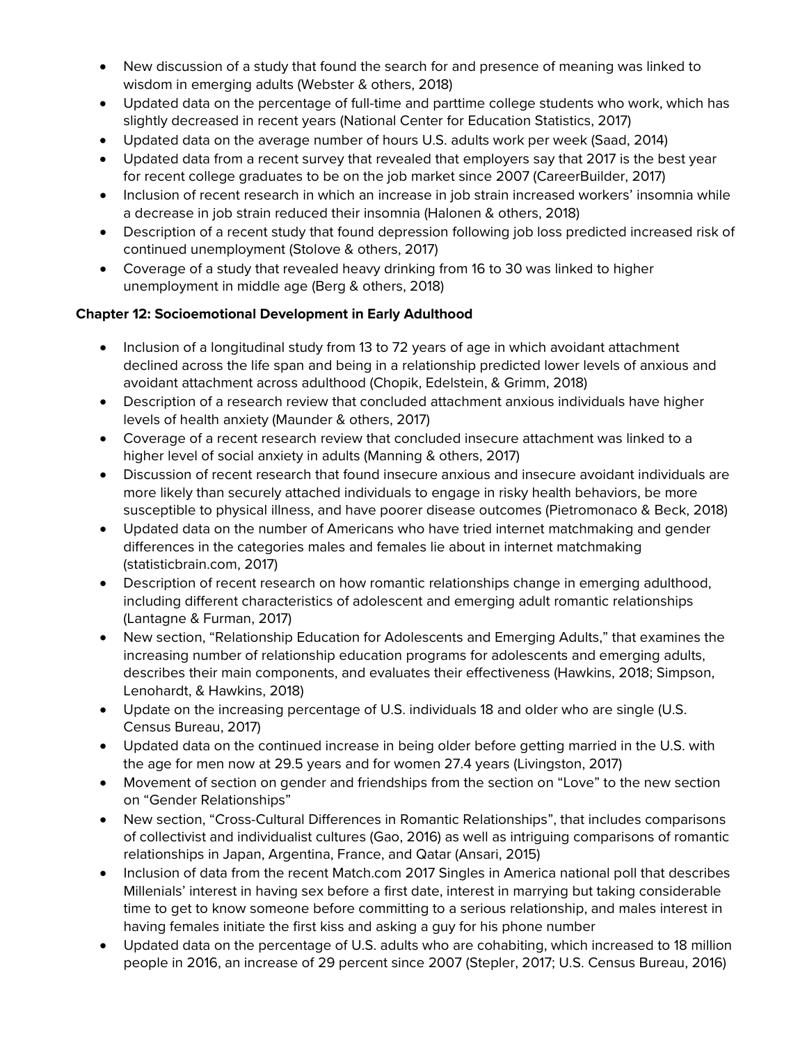- New discussion of a study that found the search for and presence of meaning was linked to wisdom in emerging adults (Webster & others, 2018)
- Updated data on the percentage of full-time and parttime college students who work, which has slightly decreased in recent years (National Center for Education Statistics, 2017)
- Updated data on the average number of hours U.S. adults work per week (Saad, 2014)
- Updated data from a recent survey that revealed that employers say that 2017 is the best year for recent college graduates to be on the job market since 2007 (CareerBuilder, 2017)
- Inclusion of recent research in which an increase in job strain increased workers' insomnia while a decrease in job strain reduced their insomnia (Halonen & others, 2018)
- Description of a recent study that found depression following job loss predicted increased risk of continued unemployment (Stolove & others, 2017)
- Coverage of a study that revealed heavy drinking from 16 to 30 was linked to higher unemployment in middle age (Berg & others, 2018)

**Chapter 12: Socioemotional Development in Early Adulthood**

- Inclusion of a longitudinal study from 13 to 72 years of age in which avoidant attachment declined across the life span and being in a relationship predicted lower levels of anxious and avoidant attachment across adulthood (Chopik, Edelstein, & Grimm, 2018)
- Description of a research review that concluded attachment anxious individuals have higher levels of health anxiety (Maunder & others, 2017)
- Coverage of a recent research review that concluded insecure attachment was linked to a higher level of social anxiety in adults (Manning & others, 2017)
- Discussion of recent research that found insecure anxious and insecure avoidant individuals are more likely than securely attached individuals to engage in risky health behaviors, be more susceptible to physical illness, and have poorer disease outcomes (Pietromonaco & Beck, 2018)
- Updated data on the number of Americans who have tried internet matchmaking and gender differences in the categories males and females lie about in internet matchmaking (statisticbrain.com, 2017)
- Description of recent research on how romantic relationships change in emerging adulthood, including different characteristics of adolescent and emerging adult romantic relationships (Lantagne & Furman, 2017)
- New section, "Relationship Education for Adolescents and Emerging Adults," that examines the increasing number of relationship education programs for adolescents and emerging adults, describes their main components, and evaluates their effectiveness (Hawkins, 2018; Simpson, Lenohardt, & Hawkins, 2018)
- Update on the increasing percentage of U.S. individuals 18 and older who are single (U.S. Census Bureau, 2017)
- Updated data on the continued increase in being older before getting married in the U.S. with the age for men now at 29.5 years and for women 27.4 years (Livingston, 2017)
- Movement of section on gender and friendships from the section on "Love" to the new section on "Gender Relationships"
- New section, "Cross-Cultural Differences in Romantic Relationships", that includes comparisons of collectivist and individualist cultures (Gao, 2016) as well as intriguing comparisons of romantic relationships in Japan, Argentina, France, and Qatar (Ansari, 2015)
- Inclusion of data from the recent Match.com 2017 Singles in America national poll that describes Millenials' interest in having sex before a first date, interest in marrying but taking considerable time to get to know someone before committing to a serious relationship, and males interest in having females initiate the first kiss and asking a guy for his phone number
- Updated data on the percentage of U.S. adults who are cohabiting, which increased to 18 million people in 2016, an increase of 29 percent since 2007 (Stepler, 2017; U.S. Census Bureau, 2016)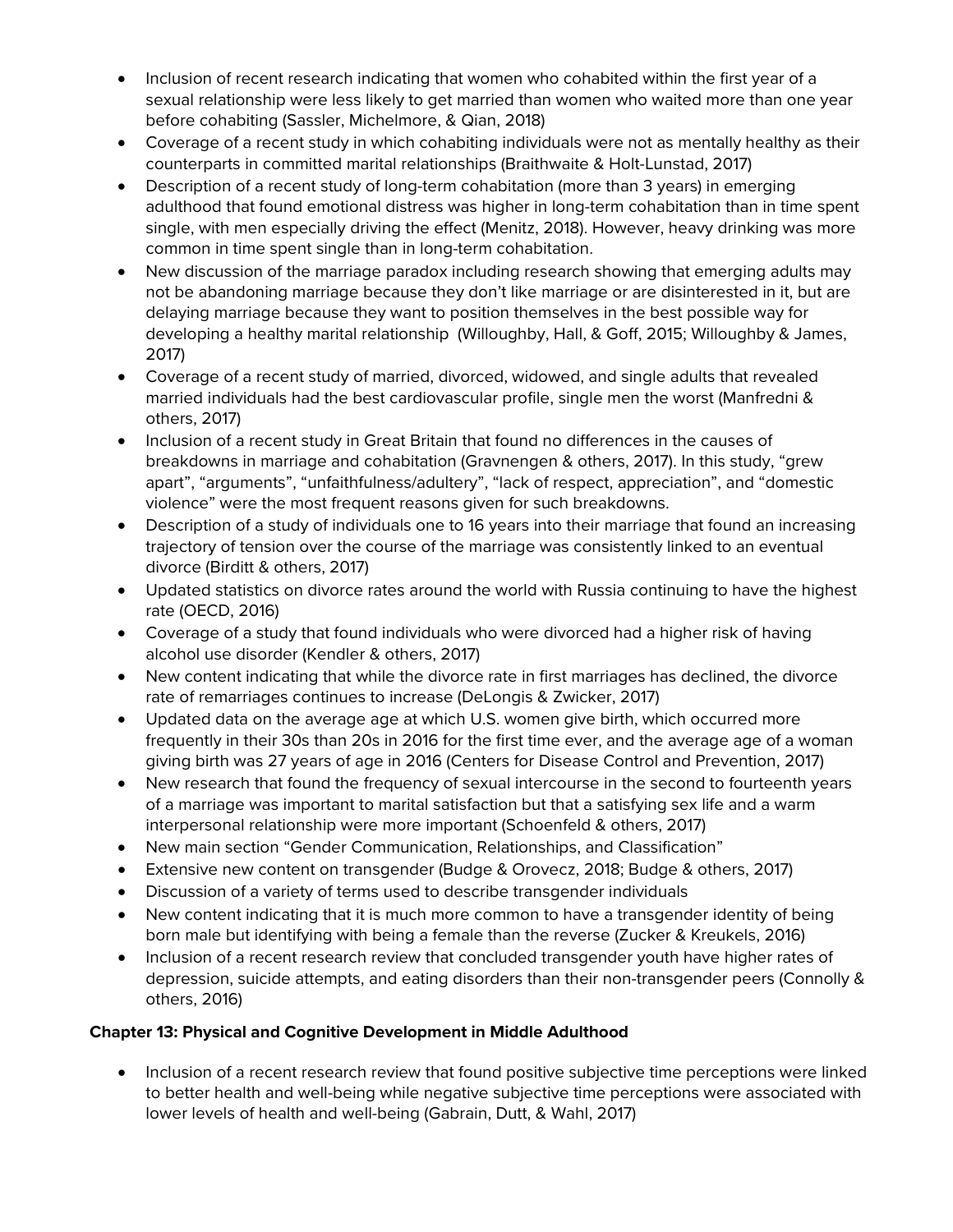- Inclusion of recent research indicating that women who cohabited within the first year of a sexual relationship were less likely to get married than women who waited more than one year before cohabiting (Sassler, Michelmore, & Qian, 2018)
- Coverage of a recent study in which cohabiting individuals were not as mentally healthy as their counterparts in committed marital relationships (Braithwaite & Holt-Lunstad, 2017)
- Description of a recent study of long-term cohabitation (more than 3 years) in emerging adulthood that found emotional distress was higher in long-term cohabitation than in time spent single, with men especially driving the effect (Menitz, 2018). However, heavy drinking was more common in time spent single than in long-term cohabitation.
- New discussion of the marriage paradox including research showing that emerging adults may not be abandoning marriage because they don't like marriage or are disinterested in it, but are delaying marriage because they want to position themselves in the best possible way for developing a healthy marital relationship (Willoughby, Hall, & Goff, 2015; Willoughby & James, 2017)
- Coverage of a recent study of married, divorced, widowed, and single adults that revealed married individuals had the best cardiovascular profile, single men the worst (Manfredni & others, 2017)
- Inclusion of a recent study in Great Britain that found no differences in the causes of breakdowns in marriage and cohabitation (Gravnengen & others, 2017). In this study, "grew apart", "arguments", "unfaithfulness/adultery", "lack of respect, appreciation", and "domestic violence" were the most frequent reasons given for such breakdowns.
- Description of a study of individuals one to 16 years into their marriage that found an increasing trajectory of tension over the course of the marriage was consistently linked to an eventual divorce (Birditt & others, 2017)
- Updated statistics on divorce rates around the world with Russia continuing to have the highest rate (OECD, 2016)
- Coverage of a study that found individuals who were divorced had a higher risk of having alcohol use disorder (Kendler & others, 2017)
- New content indicating that while the divorce rate in first marriages has declined, the divorce rate of remarriages continues to increase (DeLongis & Zwicker, 2017)
- Updated data on the average age at which U.S. women give birth, which occurred more frequently in their 30s than 20s in 2016 for the first time ever, and the average age of a woman giving birth was 27 years of age in 2016 (Centers for Disease Control and Prevention, 2017)
- New research that found the frequency of sexual intercourse in the second to fourteenth years of a marriage was important to marital satisfaction but that a satisfying sex life and a warm interpersonal relationship were more important (Schoenfeld & others, 2017)
- New main section "Gender Communication, Relationships, and Classification"
- Extensive new content on transgender (Budge & Orovecz, 2018; Budge & others, 2017)
- Discussion of a variety of terms used to describe transgender individuals
- New content indicating that it is much more common to have a transgender identity of being born male but identifying with being a female than the reverse (Zucker & Kreukels, 2016)
- Inclusion of a recent research review that concluded transgender youth have higher rates of depression, suicide attempts, and eating disorders than their non-transgender peers (Connolly & others, 2016)

**Chapter 13: Physical and Cognitive Development in Middle Adulthood**

- Inclusion of a recent research review that found positive subjective time perceptions were linked to better health and well-being while negative subjective time perceptions were associated with lower levels of health and well-being (Gabrain, Dutt, & Wahl, 2017)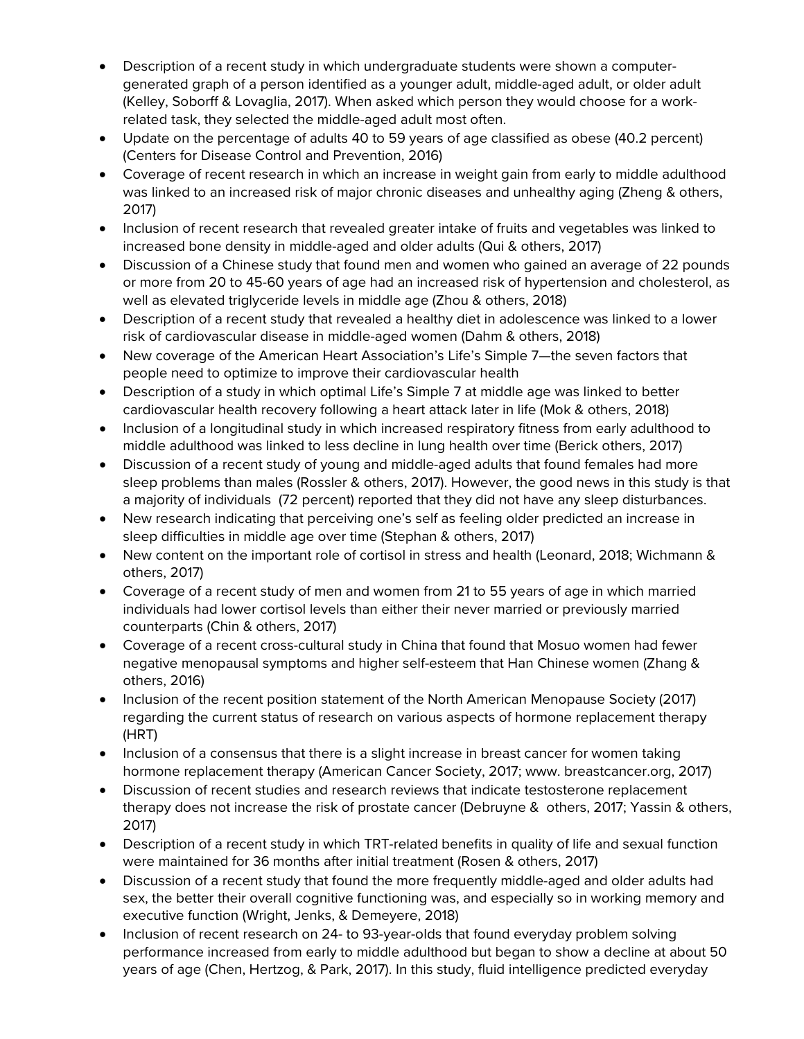- Description of a recent study in which undergraduate students were shown a computer-generated graph of a person identified as a younger adult, middle-aged adult, or older adult (Kelley, Soborff & Lovaglia, 2017). When asked which person they would choose for a work-related task, they selected the middle-aged adult most often.
- Update on the percentage of adults 40 to 59 years of age classified as obese (40.2 percent) (Centers for Disease Control and Prevention, 2016)
- Coverage of recent research in which an increase in weight gain from early to middle adulthood was linked to an increased risk of major chronic diseases and unhealthy aging (Zheng & others, 2017)
- Inclusion of recent research that revealed greater intake of fruits and vegetables was linked to increased bone density in middle-aged and older adults (Qui & others, 2017)
- Discussion of a Chinese study that found men and women who gained an average of 22 pounds or more from 20 to 45-60 years of age had an increased risk of hypertension and cholesterol, as well as elevated triglyceride levels in middle age (Zhou & others, 2018)
- Description of a recent study that revealed a healthy diet in adolescence was linked to a lower risk of cardiovascular disease in middle-aged women (Dahm & others, 2018)
- New coverage of the American Heart Association's Life's Simple 7—the seven factors that people need to optimize to improve their cardiovascular health
- Description of a study in which optimal Life's Simple 7 at middle age was linked to better cardiovascular health recovery following a heart attack later in life (Mok & others, 2018)
- Inclusion of a longitudinal study in which increased respiratory fitness from early adulthood to middle adulthood was linked to less decline in lung health over time (Berick others, 2017)
- Discussion of a recent study of young and middle-aged adults that found females had more sleep problems than males (Rossler & others, 2017). However, the good news in this study is that a majority of individuals (72 percent) reported that they did not have any sleep disturbances.
- New research indicating that perceiving one's self as feeling older predicted an increase in sleep difficulties in middle age over time (Stephan & others, 2017)
- New content on the important role of cortisol in stress and health (Leonard, 2018; Wichmann & others, 2017)
- Coverage of a recent study of men and women from 21 to 55 years of age in which married individuals had lower cortisol levels than either their never married or previously married counterparts (Chin & others, 2017)
- Coverage of a recent cross-cultural study in China that found that Mosuo women had fewer negative menopausal symptoms and higher self-esteem that Han Chinese women (Zhang & others, 2016)
- Inclusion of the recent position statement of the North American Menopause Society (2017) regarding the current status of research on various aspects of hormone replacement therapy (HRT)
- Inclusion of a consensus that there is a slight increase in breast cancer for women taking hormone replacement therapy (American Cancer Society, 2017; www. breastcancer.org, 2017)
- Discussion of recent studies and research reviews that indicate testosterone replacement therapy does not increase the risk of prostate cancer (Debruyne & others, 2017; Yassin & others, 2017)
- Description of a recent study in which TRT-related benefits in quality of life and sexual function were maintained for 36 months after initial treatment (Rosen & others, 2017)
- Discussion of a recent study that found the more frequently middle-aged and older adults had sex, the better their overall cognitive functioning was, and especially so in working memory and executive function (Wright, Jenks, & Demeyere, 2018)
- Inclusion of recent research on 24- to 93-year-olds that found everyday problem solving performance increased from early to middle adulthood but began to show a decline at about 50 years of age (Chen, Hertzog, & Park, 2017). In this study, fluid intelligence predicted everyday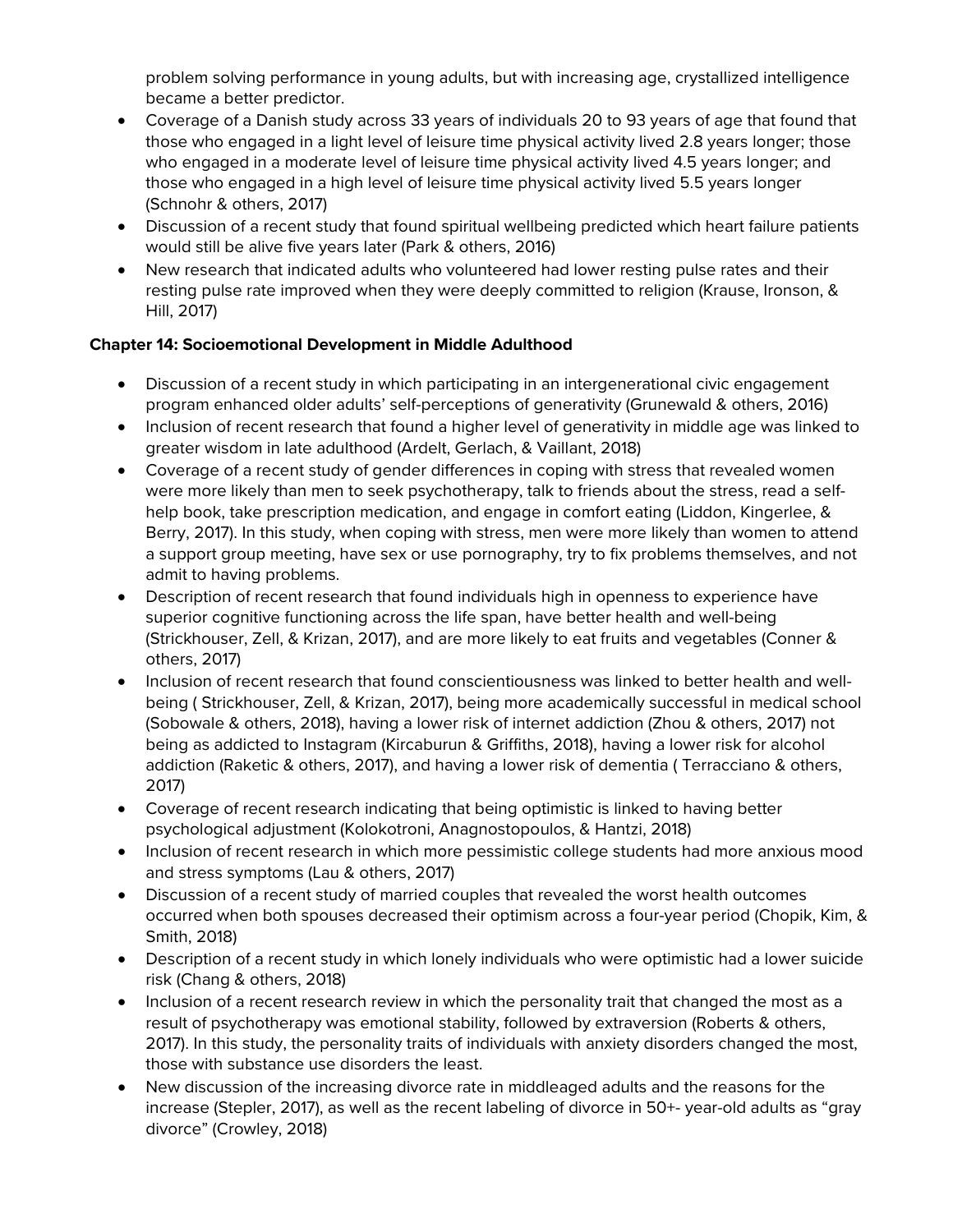problem solving performance in young adults, but with increasing age, crystallized intelligence became a better predictor.

- Coverage of a Danish study across 33 years of individuals 20 to 93 years of age that found that those who engaged in a light level of leisure time physical activity lived 2.8 years longer; those who engaged in a moderate level of leisure time physical activity lived 4.5 years longer; and those who engaged in a high level of leisure time physical activity lived 5.5 years longer (Schnohr & others, 2017)
- Discussion of a recent study that found spiritual wellbeing predicted which heart failure patients would still be alive five years later (Park & others, 2016)
- New research that indicated adults who volunteered had lower resting pulse rates and their resting pulse rate improved when they were deeply committed to religion (Krause, Ironson, & Hill, 2017)

**Chapter 14: Socioemotional Development in Middle Adulthood**

- Discussion of a recent study in which participating in an intergenerational civic engagement program enhanced older adults' self-perceptions of generativity (Grunewald & others, 2016)
- Inclusion of recent research that found a higher level of generativity in middle age was linked to greater wisdom in late adulthood (Ardelt, Gerlach, & Vaillant, 2018)
- Coverage of a recent study of gender differences in coping with stress that revealed women were more likely than men to seek psychotherapy, talk to friends about the stress, read a self-help book, take prescription medication, and engage in comfort eating (Liddon, Kingerlee, & Berry, 2017). In this study, when coping with stress, men were more likely than women to attend a support group meeting, have sex or use pornography, try to fix problems themselves, and not admit to having problems.
- Description of recent research that found individuals high in openness to experience have superior cognitive functioning across the life span, have better health and well-being (Strickhouser, Zell, & Krizan, 2017), and are more likely to eat fruits and vegetables (Conner & others, 2017)
- Inclusion of recent research that found conscientiousness was linked to better health and well-being ( Strickhouser, Zell, & Krizan, 2017), being more academically successful in medical school (Sobowale & others, 2018), having a lower risk of internet addiction (Zhou & others, 2017) not being as addicted to Instagram (Kircaburun & Griffiths, 2018), having a lower risk for alcohol addiction (Raketic & others, 2017), and having a lower risk of dementia ( Terracciano & others, 2017)
- Coverage of recent research indicating that being optimistic is linked to having better psychological adjustment (Kolokotroni, Anagnostopoulos, & Hantzi, 2018)
- Inclusion of recent research in which more pessimistic college students had more anxious mood and stress symptoms (Lau & others, 2017)
- Discussion of a recent study of married couples that revealed the worst health outcomes occurred when both spouses decreased their optimism across a four-year period (Chopik, Kim, & Smith, 2018)
- Description of a recent study in which lonely individuals who were optimistic had a lower suicide risk (Chang & others, 2018)
- Inclusion of a recent research review in which the personality trait that changed the most as a result of psychotherapy was emotional stability, followed by extraversion (Roberts & others, 2017). In this study, the personality traits of individuals with anxiety disorders changed the most, those with substance use disorders the least.
- New discussion of the increasing divorce rate in middleaged adults and the reasons for the increase (Stepler, 2017), as well as the recent labeling of divorce in 50+- year-old adults as "gray divorce" (Crowley, 2018)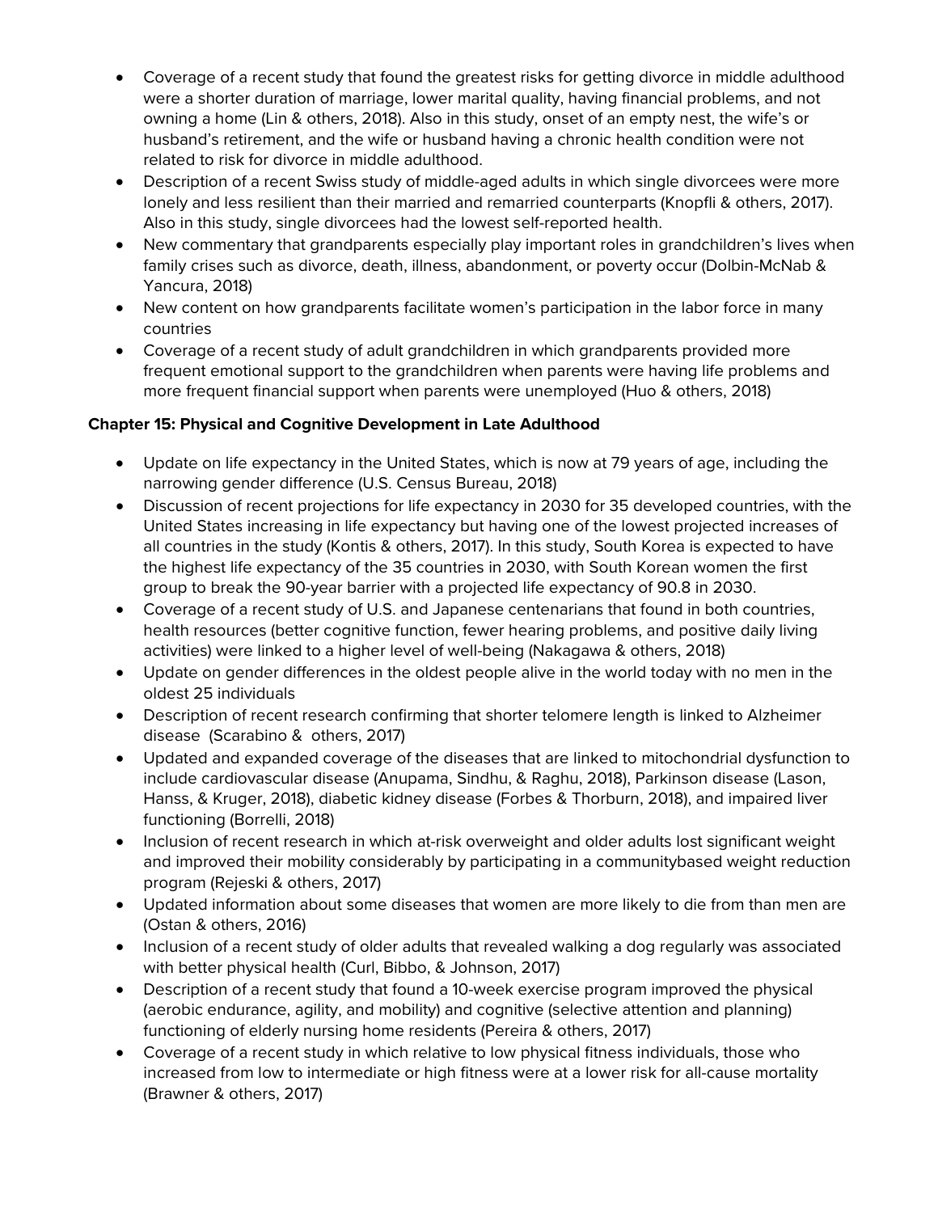- Coverage of a recent study that found the greatest risks for getting divorce in middle adulthood were a shorter duration of marriage, lower marital quality, having financial problems, and not owning a home (Lin & others, 2018). Also in this study, onset of an empty nest, the wife's or husband's retirement, and the wife or husband having a chronic health condition were not related to risk for divorce in middle adulthood.
- Description of a recent Swiss study of middle-aged adults in which single divorcees were more lonely and less resilient than their married and remarried counterparts (Knopfli & others, 2017). Also in this study, single divorcees had the lowest self-reported health.
- New commentary that grandparents especially play important roles in grandchildren's lives when family crises such as divorce, death, illness, abandonment, or poverty occur (Dolbin-McNab & Yancura, 2018)
- New content on how grandparents facilitate women's participation in the labor force in many countries
- Coverage of a recent study of adult grandchildren in which grandparents provided more frequent emotional support to the grandchildren when parents were having life problems and more frequent financial support when parents were unemployed (Huo & others, 2018)

**Chapter 15: Physical and Cognitive Development in Late Adulthood**

- Update on life expectancy in the United States, which is now at 79 years of age, including the narrowing gender difference (U.S. Census Bureau, 2018)
- Discussion of recent projections for life expectancy in 2030 for 35 developed countries, with the United States increasing in life expectancy but having one of the lowest projected increases of all countries in the study (Kontis & others, 2017). In this study, South Korea is expected to have the highest life expectancy of the 35 countries in 2030, with South Korean women the first group to break the 90-year barrier with a projected life expectancy of 90.8 in 2030.
- Coverage of a recent study of U.S. and Japanese centenarians that found in both countries, health resources (better cognitive function, fewer hearing problems, and positive daily living activities) were linked to a higher level of well-being (Nakagawa & others, 2018)
- Update on gender differences in the oldest people alive in the world today with no men in the oldest 25 individuals
- Description of recent research confirming that shorter telomere length is linked to Alzheimer disease (Scarabino & others, 2017)
- Updated and expanded coverage of the diseases that are linked to mitochondrial dysfunction to include cardiovascular disease (Anupama, Sindhu, & Raghu, 2018), Parkinson disease (Lason, Hanss, & Kruger, 2018), diabetic kidney disease (Forbes & Thorburn, 2018), and impaired liver functioning (Borrelli, 2018)
- Inclusion of recent research in which at-risk overweight and older adults lost significant weight and improved their mobility considerably by participating in a communitybased weight reduction program (Rejeski & others, 2017)
- Updated information about some diseases that women are more likely to die from than men are (Ostan & others, 2016)
- Inclusion of a recent study of older adults that revealed walking a dog regularly was associated with better physical health (Curl, Bibbo, & Johnson, 2017)
- Description of a recent study that found a 10-week exercise program improved the physical (aerobic endurance, agility, and mobility) and cognitive (selective attention and planning) functioning of elderly nursing home residents (Pereira & others, 2017)
- Coverage of a recent study in which relative to low physical fitness individuals, those who increased from low to intermediate or high fitness were at a lower risk for all-cause mortality (Brawner & others, 2017)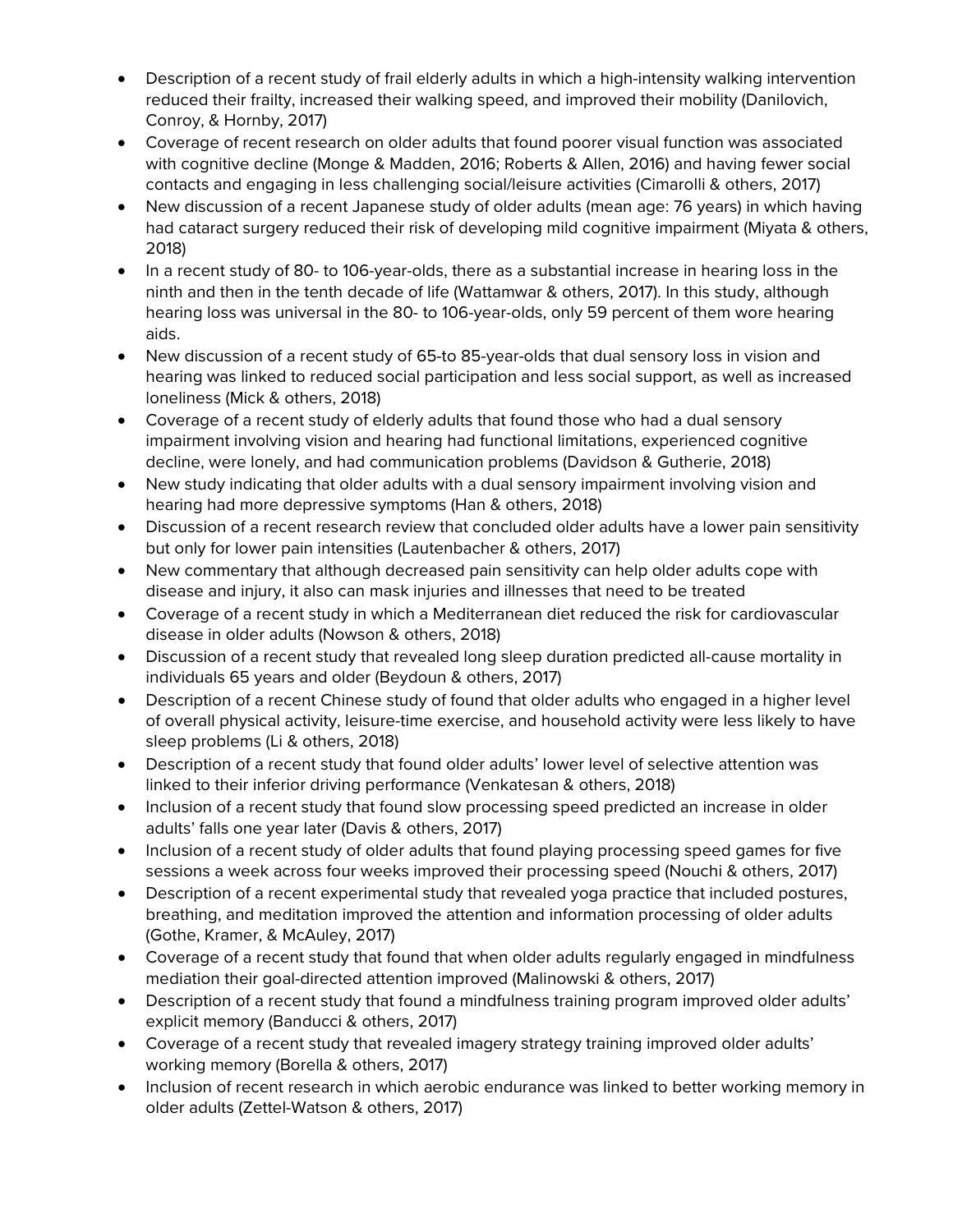- Description of a recent study of frail elderly adults in which a high-intensity walking intervention reduced their frailty, increased their walking speed, and improved their mobility (Danilovich, Conroy, & Hornby, 2017)
- Coverage of recent research on older adults that found poorer visual function was associated with cognitive decline (Monge & Madden, 2016; Roberts & Allen, 2016) and having fewer social contacts and engaging in less challenging social/leisure activities (Cimarolli & others, 2017)
- New discussion of a recent Japanese study of older adults (mean age: 76 years) in which having had cataract surgery reduced their risk of developing mild cognitive impairment (Miyata & others, 2018)
- In a recent study of 80- to 106-year-olds, there as a substantial increase in hearing loss in the ninth and then in the tenth decade of life (Wattamwar & others, 2017). In this study, although hearing loss was universal in the 80- to 106-year-olds, only 59 percent of them wore hearing aids.
- New discussion of a recent study of 65-to 85-year-olds that dual sensory loss in vision and hearing was linked to reduced social participation and less social support, as well as increased loneliness (Mick & others, 2018)
- Coverage of a recent study of elderly adults that found those who had a dual sensory impairment involving vision and hearing had functional limitations, experienced cognitive decline, were lonely, and had communication problems (Davidson & Gutherie, 2018)
- New study indicating that older adults with a dual sensory impairment involving vision and hearing had more depressive symptoms (Han & others, 2018)
- Discussion of a recent research review that concluded older adults have a lower pain sensitivity but only for lower pain intensities (Lautenbacher & others, 2017)
- New commentary that although decreased pain sensitivity can help older adults cope with disease and injury, it also can mask injuries and illnesses that need to be treated
- Coverage of a recent study in which a Mediterranean diet reduced the risk for cardiovascular disease in older adults (Nowson & others, 2018)
- Discussion of a recent study that revealed long sleep duration predicted all-cause mortality in individuals 65 years and older (Beydoun & others, 2017)
- Description of a recent Chinese study of found that older adults who engaged in a higher level of overall physical activity, leisure-time exercise, and household activity were less likely to have sleep problems (Li & others, 2018)
- Description of a recent study that found older adults' lower level of selective attention was linked to their inferior driving performance (Venkatesan & others, 2018)
- Inclusion of a recent study that found slow processing speed predicted an increase in older adults' falls one year later (Davis & others, 2017)
- Inclusion of a recent study of older adults that found playing processing speed games for five sessions a week across four weeks improved their processing speed (Nouchi & others, 2017)
- Description of a recent experimental study that revealed yoga practice that included postures, breathing, and meditation improved the attention and information processing of older adults (Gothe, Kramer, & McAuley, 2017)
- Coverage of a recent study that found that when older adults regularly engaged in mindfulness mediation their goal-directed attention improved (Malinowski & others, 2017)
- Description of a recent study that found a mindfulness training program improved older adults' explicit memory (Banducci & others, 2017)
- Coverage of a recent study that revealed imagery strategy training improved older adults' working memory (Borella & others, 2017)
- Inclusion of recent research in which aerobic endurance was linked to better working memory in older adults (Zettel-Watson & others, 2017)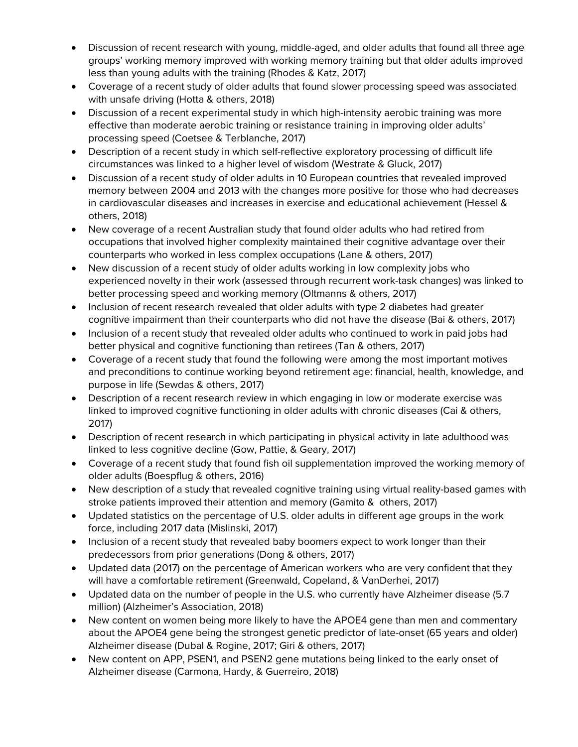- Discussion of recent research with young, middle-aged, and older adults that found all three age groups' working memory improved with working memory training but that older adults improved less than young adults with the training (Rhodes & Katz, 2017)
- Coverage of a recent study of older adults that found slower processing speed was associated with unsafe driving (Hotta & others, 2018)
- Discussion of a recent experimental study in which high-intensity aerobic training was more effective than moderate aerobic training or resistance training in improving older adults' processing speed (Coetsee & Terblanche, 2017)
- Description of a recent study in which self-reflective exploratory processing of difficult life circumstances was linked to a higher level of wisdom (Westrate & Gluck, 2017)
- Discussion of a recent study of older adults in 10 European countries that revealed improved memory between 2004 and 2013 with the changes more positive for those who had decreases in cardiovascular diseases and increases in exercise and educational achievement (Hessel & others, 2018)
- New coverage of a recent Australian study that found older adults who had retired from occupations that involved higher complexity maintained their cognitive advantage over their counterparts who worked in less complex occupations (Lane & others, 2017)
- New discussion of a recent study of older adults working in low complexity jobs who experienced novelty in their work (assessed through recurrent work-task changes) was linked to better processing speed and working memory (Oltmanns & others, 2017)
- Inclusion of recent research revealed that older adults with type 2 diabetes had greater cognitive impairment than their counterparts who did not have the disease (Bai & others, 2017)
- Inclusion of a recent study that revealed older adults who continued to work in paid jobs had better physical and cognitive functioning than retirees (Tan & others, 2017)
- Coverage of a recent study that found the following were among the most important motives and preconditions to continue working beyond retirement age: financial, health, knowledge, and purpose in life (Sewdas & others, 2017)
- Description of a recent research review in which engaging in low or moderate exercise was linked to improved cognitive functioning in older adults with chronic diseases (Cai & others, 2017)
- Description of recent research in which participating in physical activity in late adulthood was linked to less cognitive decline (Gow, Pattie, & Geary, 2017)
- Coverage of a recent study that found fish oil supplementation improved the working memory of older adults (Boespflug & others, 2016)
- New description of a study that revealed cognitive training using virtual reality-based games with stroke patients improved their attention and memory (Gamito & others, 2017)
- Updated statistics on the percentage of U.S. older adults in different age groups in the work force, including 2017 data (Mislinski, 2017)
- Inclusion of a recent study that revealed baby boomers expect to work longer than their predecessors from prior generations (Dong & others, 2017)
- Updated data (2017) on the percentage of American workers who are very confident that they will have a comfortable retirement (Greenwald, Copeland, & VanDerhei, 2017)
- Updated data on the number of people in the U.S. who currently have Alzheimer disease (5.7 million) (Alzheimer's Association, 2018)
- New content on women being more likely to have the APOE4 gene than men and commentary about the APOE4 gene being the strongest genetic predictor of late-onset (65 years and older) Alzheimer disease (Dubal & Rogine, 2017; Giri & others, 2017)
- New content on APP, PSEN1, and PSEN2 gene mutations being linked to the early onset of Alzheimer disease (Carmona, Hardy, & Guerreiro, 2018)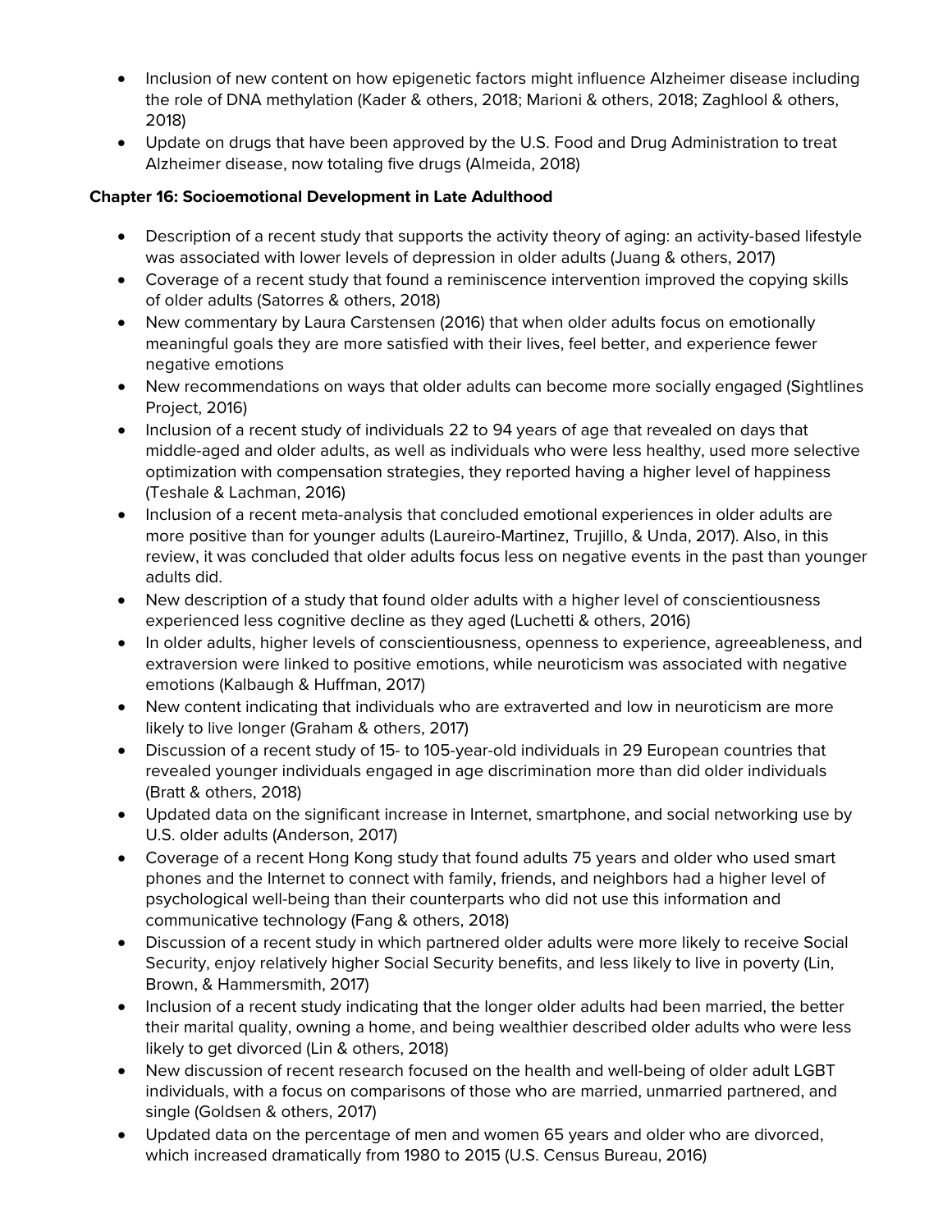- Inclusion of new content on how epigenetic factors might influence Alzheimer disease including the role of DNA methylation (Kader & others, 2018; Marioni & others, 2018; Zaghlool & others, 2018)
- Update on drugs that have been approved by the U.S. Food and Drug Administration to treat Alzheimer disease, now totaling five drugs (Almeida, 2018)

**Chapter 16: Socioemotional Development in Late Adulthood**

- Description of a recent study that supports the activity theory of aging: an activity-based lifestyle was associated with lower levels of depression in older adults (Juang & others, 2017)
- Coverage of a recent study that found a reminiscence intervention improved the copying skills of older adults (Satorres & others, 2018)
- New commentary by Laura Carstensen (2016) that when older adults focus on emotionally meaningful goals they are more satisfied with their lives, feel better, and experience fewer negative emotions
- New recommendations on ways that older adults can become more socially engaged (Sightlines Project, 2016)
- Inclusion of a recent study of individuals 22 to 94 years of age that revealed on days that middle-aged and older adults, as well as individuals who were less healthy, used more selective optimization with compensation strategies, they reported having a higher level of happiness (Teshale & Lachman, 2016)
- Inclusion of a recent meta-analysis that concluded emotional experiences in older adults are more positive than for younger adults (Laureiro-Martinez, Trujillo, & Unda, 2017). Also, in this review, it was concluded that older adults focus less on negative events in the past than younger adults did.
- New description of a study that found older adults with a higher level of conscientiousness experienced less cognitive decline as they aged (Luchetti & others, 2016)
- In older adults, higher levels of conscientiousness, openness to experience, agreeableness, and extraversion were linked to positive emotions, while neuroticism was associated with negative emotions (Kalbaugh & Huffman, 2017)
- New content indicating that individuals who are extraverted and low in neuroticism are more likely to live longer (Graham & others, 2017)
- Discussion of a recent study of 15- to 105-year-old individuals in 29 European countries that revealed younger individuals engaged in age discrimination more than did older individuals (Bratt & others, 2018)
- Updated data on the significant increase in Internet, smartphone, and social networking use by U.S. older adults (Anderson, 2017)
- Coverage of a recent Hong Kong study that found adults 75 years and older who used smart phones and the Internet to connect with family, friends, and neighbors had a higher level of psychological well-being than their counterparts who did not use this information and communicative technology (Fang & others, 2018)
- Discussion of a recent study in which partnered older adults were more likely to receive Social Security, enjoy relatively higher Social Security benefits, and less likely to live in poverty (Lin, Brown, & Hammersmith, 2017)
- Inclusion of a recent study indicating that the longer older adults had been married, the better their marital quality, owning a home, and being wealthier described older adults who were less likely to get divorced (Lin & others, 2018)
- New discussion of recent research focused on the health and well-being of older adult LGBT individuals, with a focus on comparisons of those who are married, unmarried partnered, and single (Goldsen & others, 2017)
- Updated data on the percentage of men and women 65 years and older who are divorced, which increased dramatically from 1980 to 2015 (U.S. Census Bureau, 2016)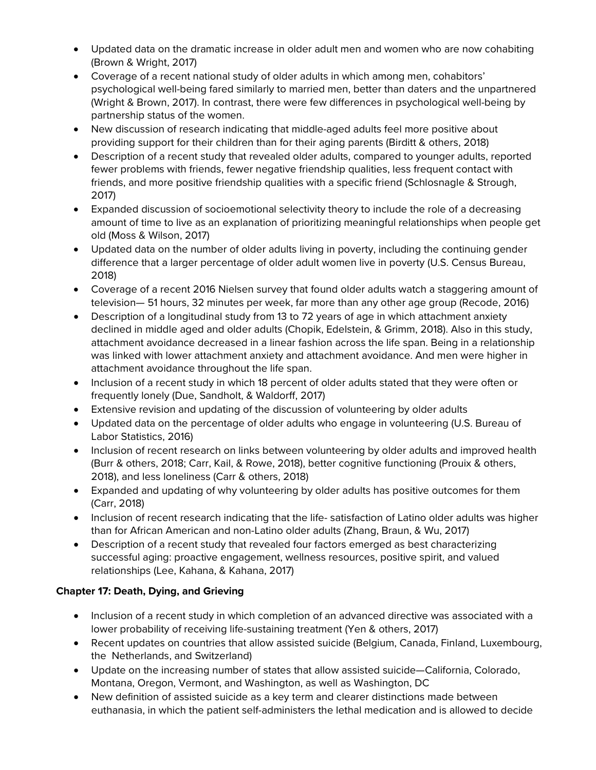- Updated data on the dramatic increase in older adult men and women who are now cohabiting (Brown & Wright, 2017)
- Coverage of a recent national study of older adults in which among men, cohabitors' psychological well-being fared similarly to married men, better than daters and the unpartnered (Wright & Brown, 2017). In contrast, there were few differences in psychological well-being by partnership status of the women.
- New discussion of research indicating that middle-aged adults feel more positive about providing support for their children than for their aging parents (Birditt & others, 2018)
- Description of a recent study that revealed older adults, compared to younger adults, reported fewer problems with friends, fewer negative friendship qualities, less frequent contact with friends, and more positive friendship qualities with a specific friend (Schlosnagle & Strough, 2017)
- Expanded discussion of socioemotional selectivity theory to include the role of a decreasing amount of time to live as an explanation of prioritizing meaningful relationships when people get old (Moss & Wilson, 2017)
- Updated data on the number of older adults living in poverty, including the continuing gender difference that a larger percentage of older adult women live in poverty (U.S. Census Bureau, 2018)
- Coverage of a recent 2016 Nielsen survey that found older adults watch a staggering amount of television— 51 hours, 32 minutes per week, far more than any other age group (Recode, 2016)
- Description of a longitudinal study from 13 to 72 years of age in which attachment anxiety declined in middle aged and older adults (Chopik, Edelstein, & Grimm, 2018). Also in this study, attachment avoidance decreased in a linear fashion across the life span. Being in a relationship was linked with lower attachment anxiety and attachment avoidance. And men were higher in attachment avoidance throughout the life span.
- Inclusion of a recent study in which 18 percent of older adults stated that they were often or frequently lonely (Due, Sandholt, & Waldorff, 2017)
- Extensive revision and updating of the discussion of volunteering by older adults
- Updated data on the percentage of older adults who engage in volunteering (U.S. Bureau of Labor Statistics, 2016)
- Inclusion of recent research on links between volunteering by older adults and improved health (Burr & others, 2018; Carr, Kail, & Rowe, 2018), better cognitive functioning (Prouix & others, 2018), and less loneliness (Carr & others, 2018)
- Expanded and updating of why volunteering by older adults has positive outcomes for them (Carr, 2018)
- Inclusion of recent research indicating that the life- satisfaction of Latino older adults was higher than for African American and non-Latino older adults (Zhang, Braun, & Wu, 2017)
- Description of a recent study that revealed four factors emerged as best characterizing successful aging: proactive engagement, wellness resources, positive spirit, and valued relationships (Lee, Kahana, & Kahana, 2017)

**Chapter 17: Death, Dying, and Grieving**

- Inclusion of a recent study in which completion of an advanced directive was associated with a lower probability of receiving life-sustaining treatment (Yen & others, 2017)
- Recent updates on countries that allow assisted suicide (Belgium, Canada, Finland, Luxembourg, the Netherlands, and Switzerland)
- Update on the increasing number of states that allow assisted suicide—California, Colorado, Montana, Oregon, Vermont, and Washington, as well as Washington, DC
- New definition of assisted suicide as a key term and clearer distinctions made between euthanasia, in which the patient self-administers the lethal medication and is allowed to decide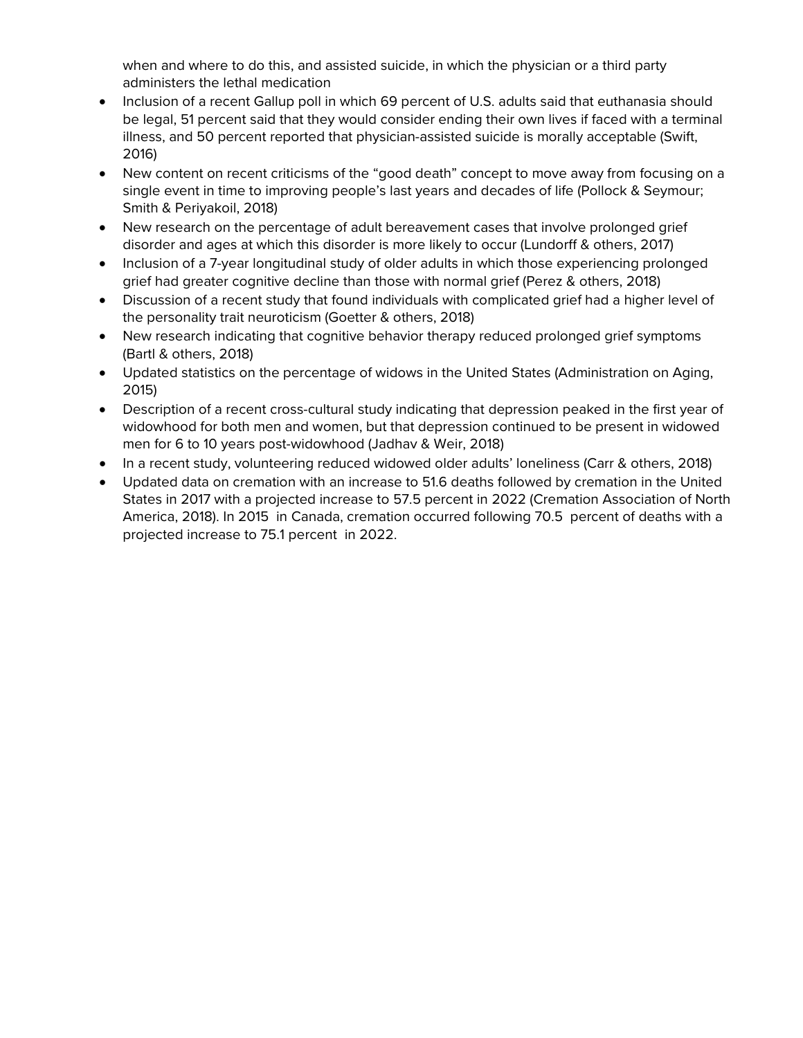when and where to do this, and assisted suicide, in which the physician or a third party administers the lethal medication

- Inclusion of a recent Gallup poll in which 69 percent of U.S. adults said that euthanasia should be legal, 51 percent said that they would consider ending their own lives if faced with a terminal illness, and 50 percent reported that physician-assisted suicide is morally acceptable (Swift, 2016)
- New content on recent criticisms of the “good death” concept to move away from focusing on a single event in time to improving people’s last years and decades of life (Pollock & Seymour; Smith & Periyakoil, 2018)
- New research on the percentage of adult bereavement cases that involve prolonged grief disorder and ages at which this disorder is more likely to occur (Lundorff & others, 2017)
- Inclusion of a 7-year longitudinal study of older adults in which those experiencing prolonged grief had greater cognitive decline than those with normal grief (Perez & others, 2018)
- Discussion of a recent study that found individuals with complicated grief had a higher level of the personality trait neuroticism (Goetter & others, 2018)
- New research indicating that cognitive behavior therapy reduced prolonged grief symptoms (Bartl & others, 2018)
- Updated statistics on the percentage of widows in the United States (Administration on Aging, 2015)
- Description of a recent cross-cultural study indicating that depression peaked in the first year of widowhood for both men and women, but that depression continued to be present in widowed men for 6 to 10 years post-widowhood (Jadhav & Weir, 2018)
- In a recent study, volunteering reduced widowed older adults’ loneliness (Carr & others, 2018)
- Updated data on cremation with an increase to 51.6 deaths followed by cremation in the United States in 2017 with a projected increase to 57.5 percent in 2022 (Cremation Association of North America, 2018). In 2015 in Canada, cremation occurred following 70.5 percent of deaths with a projected increase to 75.1 percent in 2022.